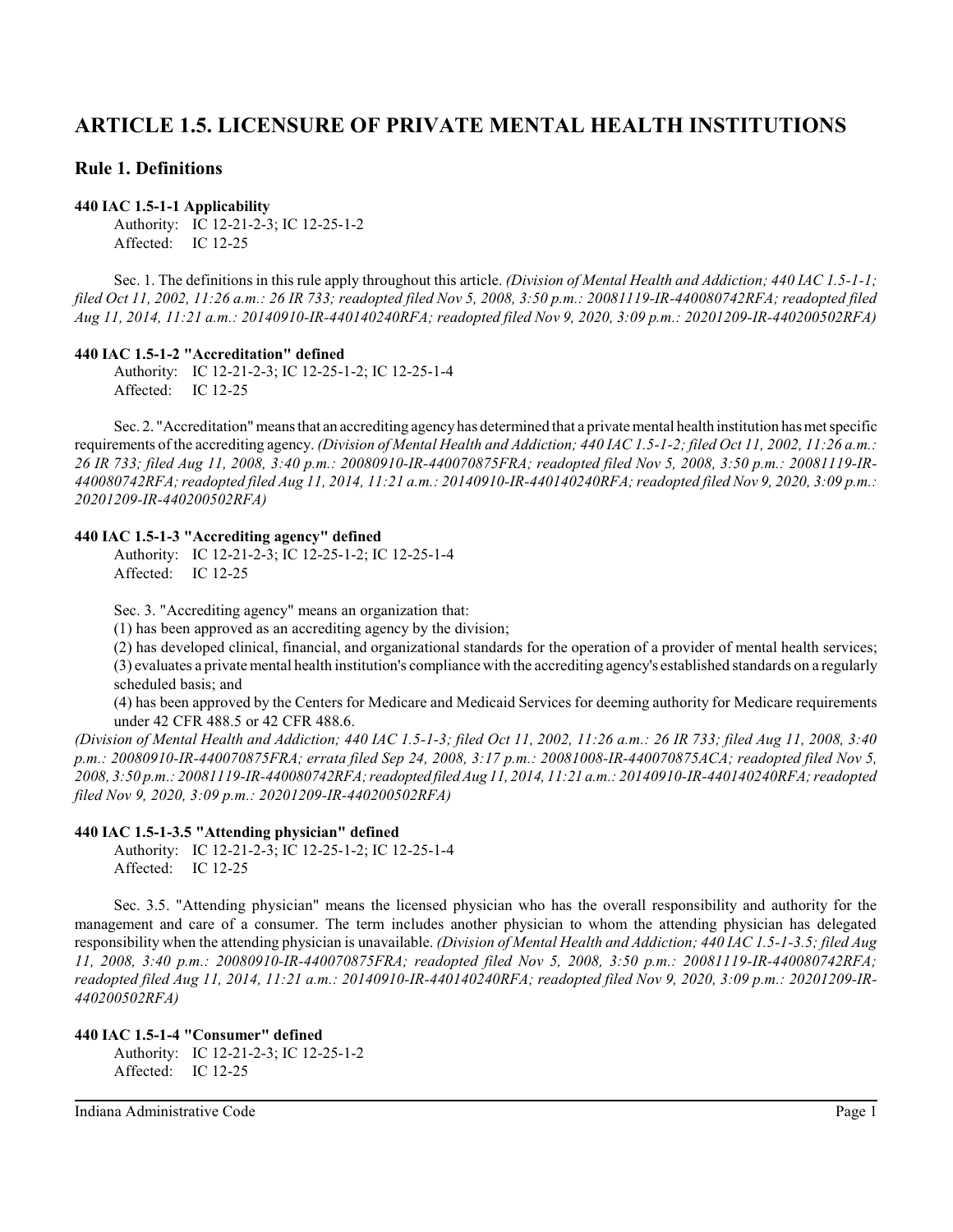# ARTICLE 1.5. LICENSURE OF PRIVATE MENTAL HEALTH INSTITUTIONS

## Rule 1. Definitions

### 440 IAC 1.5-1-1 Applicability

Authority: IC 12-21-2-3; IC 12-25-1-2
Affected: IC 12-25

Sec. 1. The definitions in this rule apply throughout this article. *(Division of Mental Health and Addiction; 440 IAC 1.5-1-1; filed Oct 11, 2002, 11:26 a.m.: 26 IR 733; readopted filed Nov 5, 2008, 3:50 p.m.: 20081119-IR-440080742RFA; readopted filed Aug 11, 2014, 11:21 a.m.: 20140910-IR-440140240RFA; readopted filed Nov 9, 2020, 3:09 p.m.: 20201209-IR-440200502RFA)*

### 440 IAC 1.5-1-2 "Accreditation" defined

Authority: IC 12-21-2-3; IC 12-25-1-2; IC 12-25-1-4
Affected: IC 12-25

Sec. 2. "Accreditation" means that an accrediting agency has determined that a private mental health institution has met specific requirements of the accrediting agency. *(Division of Mental Health and Addiction; 440 IAC 1.5-1-2; filed Oct 11, 2002, 11:26 a.m.: 26 IR 733; filed Aug 11, 2008, 3:40 p.m.: 20080910-IR-440070875FRA; readopted filed Nov 5, 2008, 3:50 p.m.: 20081119-IR-440080742RFA; readopted filed Aug 11, 2014, 11:21 a.m.: 20140910-IR-440140240RFA; readopted filed Nov 9, 2020, 3:09 p.m.: 20201209-IR-440200502RFA)*

### 440 IAC 1.5-1-3 "Accrediting agency" defined

Authority: IC 12-21-2-3; IC 12-25-1-2; IC 12-25-1-4
Affected: IC 12-25

Sec. 3. "Accrediting agency" means an organization that:

(1) has been approved as an accrediting agency by the division;

(2) has developed clinical, financial, and organizational standards for the operation of a provider of mental health services;

(3) evaluates a private mental health institution's compliance with the accrediting agency's established standards on a regularly scheduled basis; and

(4) has been approved by the Centers for Medicare and Medicaid Services for deeming authority for Medicare requirements under 42 CFR 488.5 or 42 CFR 488.6.

*(Division of Mental Health and Addiction; 440 IAC 1.5-1-3; filed Oct 11, 2002, 11:26 a.m.: 26 IR 733; filed Aug 11, 2008, 3:40 p.m.: 20080910-IR-440070875FRA; errata filed Sep 24, 2008, 3:17 p.m.: 20081008-IR-440070875ACA; readopted filed Nov 5, 2008, 3:50 p.m.: 20081119-IR-440080742RFA; readopted filed Aug 11, 2014, 11:21 a.m.: 20140910-IR-440140240RFA; readopted filed Nov 9, 2020, 3:09 p.m.: 20201209-IR-440200502RFA)*

### 440 IAC 1.5-1-3.5 "Attending physician" defined

Authority: IC 12-21-2-3; IC 12-25-1-2; IC 12-25-1-4
Affected: IC 12-25

Sec. 3.5. "Attending physician" means the licensed physician who has the overall responsibility and authority for the management and care of a consumer. The term includes another physician to whom the attending physician has delegated responsibility when the attending physician is unavailable. *(Division of Mental Health and Addiction; 440 IAC 1.5-1-3.5; filed Aug 11, 2008, 3:40 p.m.: 20080910-IR-440070875FRA; readopted filed Nov 5, 2008, 3:50 p.m.: 20081119-IR-440080742RFA; readopted filed Aug 11, 2014, 11:21 a.m.: 20140910-IR-440140240RFA; readopted filed Nov 9, 2020, 3:09 p.m.: 20201209-IR-440200502RFA)*

### 440 IAC 1.5-1-4 "Consumer" defined

Authority: IC 12-21-2-3; IC 12-25-1-2
Affected: IC 12-25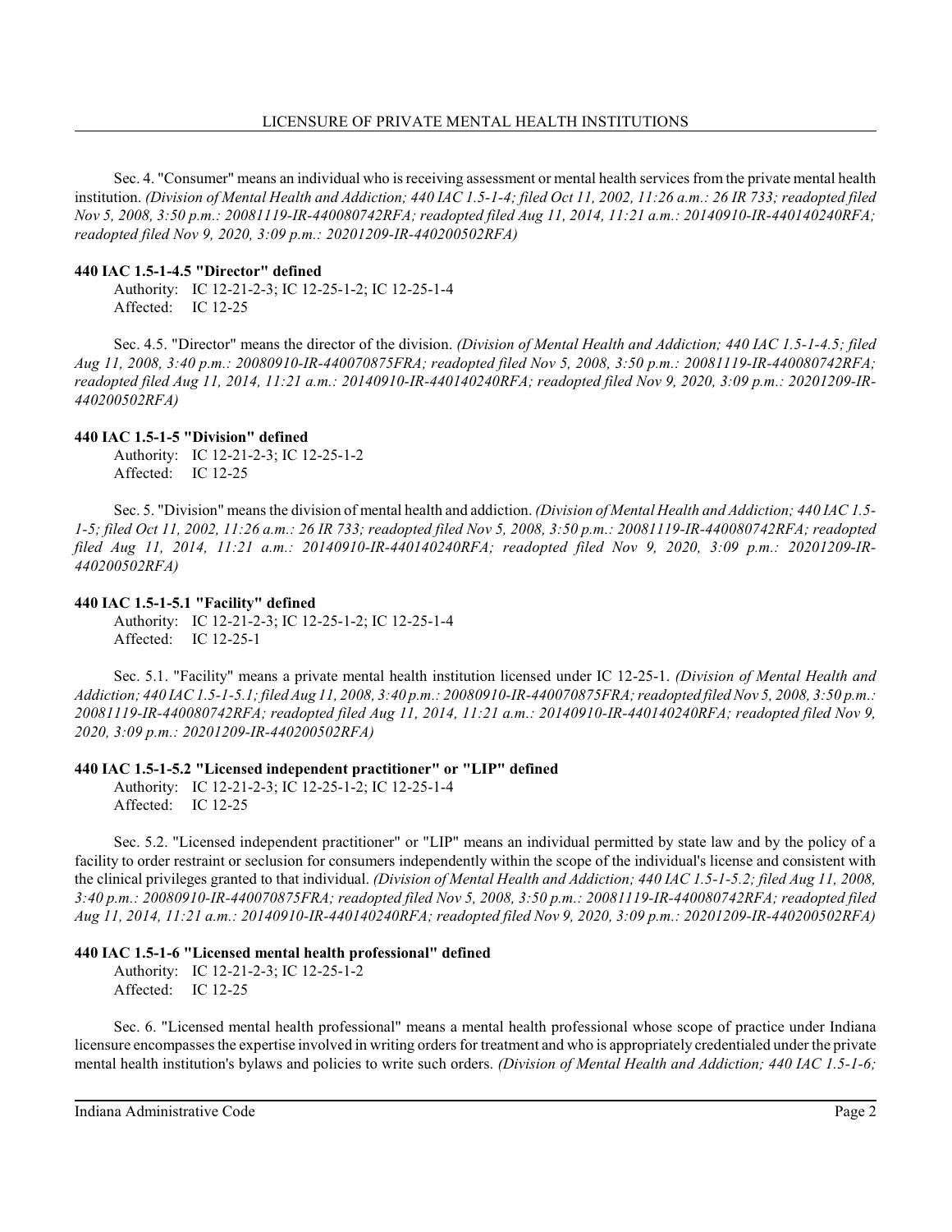Sec. 4. "Consumer" means an individual who is receiving assessment or mental health services from the private mental health institution. *(Division of Mental Health and Addiction; 440 IAC 1.5-1-4; filed Oct 11, 2002, 11:26 a.m.: 26 IR 733; readopted filed Nov 5, 2008, 3:50 p.m.: 20081119-IR-440080742RFA; readopted filed Aug 11, 2014, 11:21 a.m.: 20140910-IR-440140240RFA; readopted filed Nov 9, 2020, 3:09 p.m.: 20201209-IR-440200502RFA)*

**440 IAC 1.5-1-4.5 "Director" defined**

Authority: IC 12-21-2-3; IC 12-25-1-2; IC 12-25-1-4
Affected: IC 12-25

Sec. 4.5. "Director" means the director of the division. *(Division of Mental Health and Addiction; 440 IAC 1.5-1-4.5; filed Aug 11, 2008, 3:40 p.m.: 20080910-IR-440070875FRA; readopted filed Nov 5, 2008, 3:50 p.m.: 20081119-IR-440080742RFA; readopted filed Aug 11, 2014, 11:21 a.m.: 20140910-IR-440140240RFA; readopted filed Nov 9, 2020, 3:09 p.m.: 20201209-IR-440200502RFA)*

**440 IAC 1.5-1-5 "Division" defined**

Authority: IC 12-21-2-3; IC 12-25-1-2
Affected: IC 12-25

Sec. 5. "Division" means the division of mental health and addiction. *(Division of Mental Health and Addiction; 440 IAC 1.5-1-5; filed Oct 11, 2002, 11:26 a.m.: 26 IR 733; readopted filed Nov 5, 2008, 3:50 p.m.: 20081119-IR-440080742RFA; readopted filed Aug 11, 2014, 11:21 a.m.: 20140910-IR-440140240RFA; readopted filed Nov 9, 2020, 3:09 p.m.: 20201209-IR-440200502RFA)*

**440 IAC 1.5-1-5.1 "Facility" defined**

Authority: IC 12-21-2-3; IC 12-25-1-2; IC 12-25-1-4
Affected: IC 12-25-1

Sec. 5.1. "Facility" means a private mental health institution licensed under IC 12-25-1. *(Division of Mental Health and Addiction; 440 IAC 1.5-1-5.1; filed Aug 11, 2008, 3:40 p.m.: 20080910-IR-440070875FRA; readopted filed Nov 5, 2008, 3:50 p.m.: 20081119-IR-440080742RFA; readopted filed Aug 11, 2014, 11:21 a.m.: 20140910-IR-440140240RFA; readopted filed Nov 9, 2020, 3:09 p.m.: 20201209-IR-440200502RFA)*

**440 IAC 1.5-1-5.2 "Licensed independent practitioner" or "LIP" defined**

Authority: IC 12-21-2-3; IC 12-25-1-2; IC 12-25-1-4
Affected: IC 12-25

Sec. 5.2. "Licensed independent practitioner" or "LIP" means an individual permitted by state law and by the policy of a facility to order restraint or seclusion for consumers independently within the scope of the individual's license and consistent with the clinical privileges granted to that individual. *(Division of Mental Health and Addiction; 440 IAC 1.5-1-5.2; filed Aug 11, 2008, 3:40 p.m.: 20080910-IR-440070875FRA; readopted filed Nov 5, 2008, 3:50 p.m.: 20081119-IR-440080742RFA; readopted filed Aug 11, 2014, 11:21 a.m.: 20140910-IR-440140240RFA; readopted filed Nov 9, 2020, 3:09 p.m.: 20201209-IR-440200502RFA)*

**440 IAC 1.5-1-6 "Licensed mental health professional" defined**

Authority: IC 12-21-2-3; IC 12-25-1-2
Affected: IC 12-25

Sec. 6. "Licensed mental health professional" means a mental health professional whose scope of practice under Indiana licensure encompasses the expertise involved in writing orders for treatment and who is appropriately credentialed under the private mental health institution's bylaws and policies to write such orders. *(Division of Mental Health and Addiction; 440 IAC 1.5-1-6;*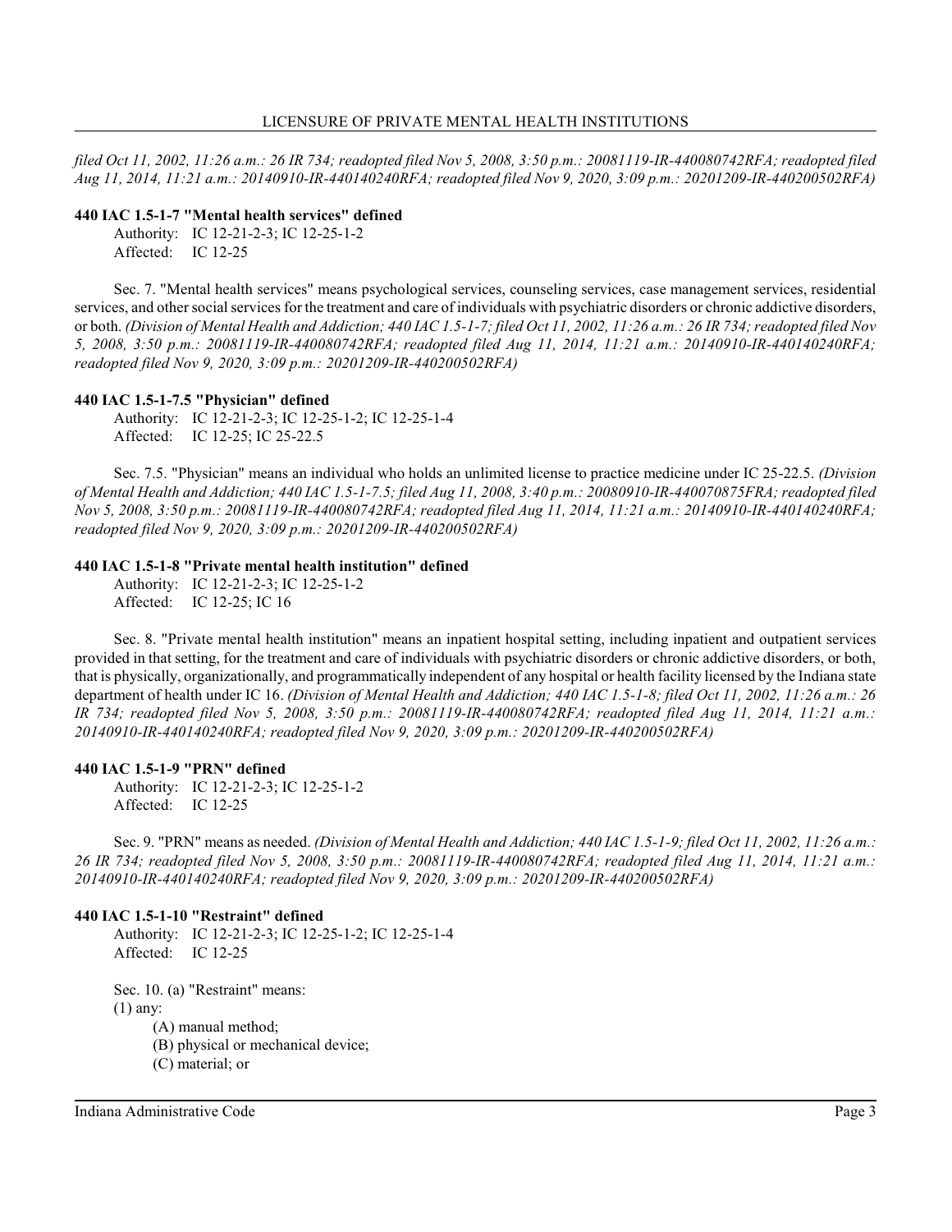*filed Oct 11, 2002, 11:26 a.m.: 26 IR 734; readopted filed Nov 5, 2008, 3:50 p.m.: 20081119-IR-440080742RFA; readopted filed Aug 11, 2014, 11:21 a.m.: 20140910-IR-440140240RFA; readopted filed Nov 9, 2020, 3:09 p.m.: 20201209-IR-440200502RFA)*

**440 IAC 1.5-1-7 "Mental health services" defined**

Authority: IC 12-21-2-3; IC 12-25-1-2
Affected: IC 12-25

Sec. 7. "Mental health services" means psychological services, counseling services, case management services, residential services, and other social services for the treatment and care of individuals with psychiatric disorders or chronic addictive disorders, or both. *(Division of Mental Health and Addiction; 440 IAC 1.5-1-7; filed Oct 11, 2002, 11:26 a.m.: 26 IR 734; readopted filed Nov 5, 2008, 3:50 p.m.: 20081119-IR-440080742RFA; readopted filed Aug 11, 2014, 11:21 a.m.: 20140910-IR-440140240RFA; readopted filed Nov 9, 2020, 3:09 p.m.: 20201209-IR-440200502RFA)*

**440 IAC 1.5-1-7.5 "Physician" defined**

Authority: IC 12-21-2-3; IC 12-25-1-2; IC 12-25-1-4
Affected: IC 12-25; IC 25-22.5

Sec. 7.5. "Physician" means an individual who holds an unlimited license to practice medicine under IC 25-22.5. *(Division of Mental Health and Addiction; 440 IAC 1.5-1-7.5; filed Aug 11, 2008, 3:40 p.m.: 20080910-IR-440070875FRA; readopted filed Nov 5, 2008, 3:50 p.m.: 20081119-IR-440080742RFA; readopted filed Aug 11, 2014, 11:21 a.m.: 20140910-IR-440140240RFA; readopted filed Nov 9, 2020, 3:09 p.m.: 20201209-IR-440200502RFA)*

**440 IAC 1.5-1-8 "Private mental health institution" defined**

Authority: IC 12-21-2-3; IC 12-25-1-2
Affected: IC 12-25; IC 16

Sec. 8. "Private mental health institution" means an inpatient hospital setting, including inpatient and outpatient services provided in that setting, for the treatment and care of individuals with psychiatric disorders or chronic addictive disorders, or both, that is physically, organizationally, and programmatically independent of any hospital or health facility licensed by the Indiana state department of health under IC 16. *(Division of Mental Health and Addiction; 440 IAC 1.5-1-8; filed Oct 11, 2002, 11:26 a.m.: 26 IR 734; readopted filed Nov 5, 2008, 3:50 p.m.: 20081119-IR-440080742RFA; readopted filed Aug 11, 2014, 11:21 a.m.: 20140910-IR-440140240RFA; readopted filed Nov 9, 2020, 3:09 p.m.: 20201209-IR-440200502RFA)*

**440 IAC 1.5-1-9 "PRN" defined**

Authority: IC 12-21-2-3; IC 12-25-1-2
Affected: IC 12-25

Sec. 9. "PRN" means as needed. *(Division of Mental Health and Addiction; 440 IAC 1.5-1-9; filed Oct 11, 2002, 11:26 a.m.: 26 IR 734; readopted filed Nov 5, 2008, 3:50 p.m.: 20081119-IR-440080742RFA; readopted filed Aug 11, 2014, 11:21 a.m.: 20140910-IR-440140240RFA; readopted filed Nov 9, 2020, 3:09 p.m.: 20201209-IR-440200502RFA)*

**440 IAC 1.5-1-10 "Restraint" defined**

Authority: IC 12-21-2-3; IC 12-25-1-2; IC 12-25-1-4
Affected: IC 12-25

Sec. 10. (a) "Restraint" means:
(1) any:
(A) manual method;
(B) physical or mechanical device;
(C) material; or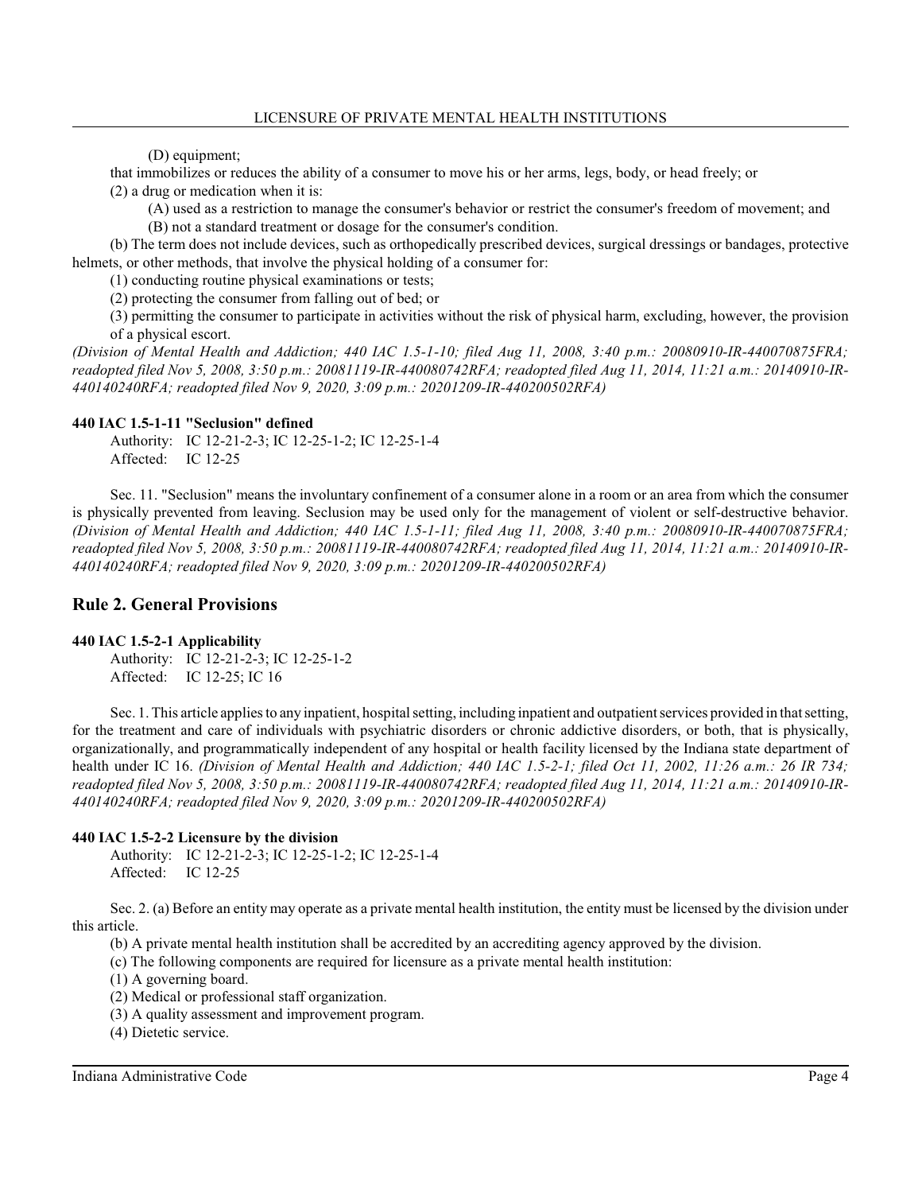(D) equipment;

that immobilizes or reduces the ability of a consumer to move his or her arms, legs, body, or head freely; or

(2) a drug or medication when it is:

(A) used as a restriction to manage the consumer's behavior or restrict the consumer's freedom of movement; and

(B) not a standard treatment or dosage for the consumer's condition.

(b) The term does not include devices, such as orthopedically prescribed devices, surgical dressings or bandages, protective helmets, or other methods, that involve the physical holding of a consumer for:

(1) conducting routine physical examinations or tests;

(2) protecting the consumer from falling out of bed; or

(3) permitting the consumer to participate in activities without the risk of physical harm, excluding, however, the provision of a physical escort.

*(Division of Mental Health and Addiction; 440 IAC 1.5-1-10; filed Aug 11, 2008, 3:40 p.m.: 20080910-IR-440070875FRA; readopted filed Nov 5, 2008, 3:50 p.m.: 20081119-IR-440080742RFA; readopted filed Aug 11, 2014, 11:21 a.m.: 20140910-IR-440140240RFA; readopted filed Nov 9, 2020, 3:09 p.m.: 20201209-IR-440200502RFA)*

#### 440 IAC 1.5-1-11 "Seclusion" defined

Authority: IC 12-21-2-3; IC 12-25-1-2; IC 12-25-1-4
Affected: IC 12-25

Sec. 11. "Seclusion" means the involuntary confinement of a consumer alone in a room or an area from which the consumer is physically prevented from leaving. Seclusion may be used only for the management of violent or self-destructive behavior. *(Division of Mental Health and Addiction; 440 IAC 1.5-1-11; filed Aug 11, 2008, 3:40 p.m.: 20080910-IR-440070875FRA; readopted filed Nov 5, 2008, 3:50 p.m.: 20081119-IR-440080742RFA; readopted filed Aug 11, 2014, 11:21 a.m.: 20140910-IR-440140240RFA; readopted filed Nov 9, 2020, 3:09 p.m.: 20201209-IR-440200502RFA)*

## Rule 2. General Provisions

#### 440 IAC 1.5-2-1 Applicability

Authority: IC 12-21-2-3; IC 12-25-1-2
Affected: IC 12-25; IC 16

Sec. 1. This article applies to any inpatient, hospital setting, including inpatient and outpatient services provided in that setting, for the treatment and care of individuals with psychiatric disorders or chronic addictive disorders, or both, that is physically, organizationally, and programmatically independent of any hospital or health facility licensed by the Indiana state department of health under IC 16. *(Division of Mental Health and Addiction; 440 IAC 1.5-2-1; filed Oct 11, 2002, 11:26 a.m.: 26 IR 734; readopted filed Nov 5, 2008, 3:50 p.m.: 20081119-IR-440080742RFA; readopted filed Aug 11, 2014, 11:21 a.m.: 20140910-IR-440140240RFA; readopted filed Nov 9, 2020, 3:09 p.m.: 20201209-IR-440200502RFA)*

#### 440 IAC 1.5-2-2 Licensure by the division

Authority: IC 12-21-2-3; IC 12-25-1-2; IC 12-25-1-4
Affected: IC 12-25

Sec. 2. (a) Before an entity may operate as a private mental health institution, the entity must be licensed by the division under this article.

(b) A private mental health institution shall be accredited by an accrediting agency approved by the division.

(c) The following components are required for licensure as a private mental health institution:

(1) A governing board.

(2) Medical or professional staff organization.

(3) A quality assessment and improvement program.

(4) Dietetic service.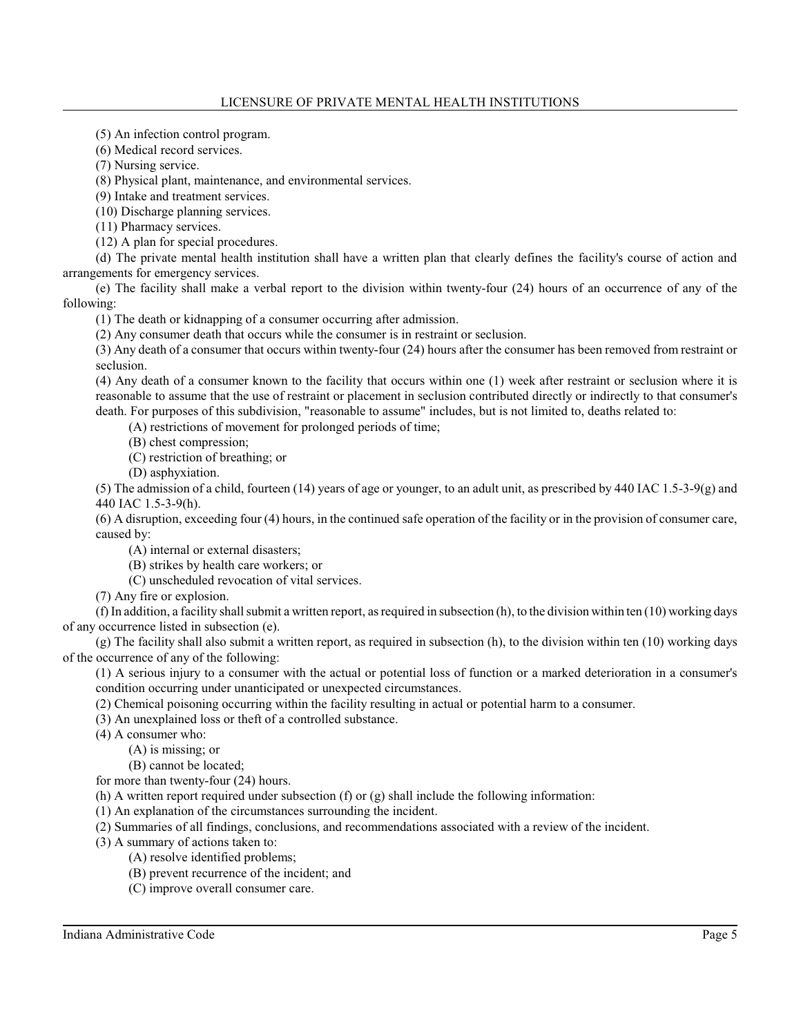(5) An infection control program.

(6) Medical record services.

(7) Nursing service.

(8) Physical plant, maintenance, and environmental services.

(9) Intake and treatment services.

(10) Discharge planning services.

(11) Pharmacy services.

(12) A plan for special procedures.

(d) The private mental health institution shall have a written plan that clearly defines the facility's course of action and arrangements for emergency services.

(e) The facility shall make a verbal report to the division within twenty-four (24) hours of an occurrence of any of the following:

(1) The death or kidnapping of a consumer occurring after admission.

(2) Any consumer death that occurs while the consumer is in restraint or seclusion.

(3) Any death of a consumer that occurs within twenty-four (24) hours after the consumer has been removed from restraint or seclusion.

(4) Any death of a consumer known to the facility that occurs within one (1) week after restraint or seclusion where it is reasonable to assume that the use of restraint or placement in seclusion contributed directly or indirectly to that consumer's death. For purposes of this subdivision, "reasonable to assume" includes, but is not limited to, deaths related to:

(A) restrictions of movement for prolonged periods of time;

(B) chest compression;

(C) restriction of breathing; or

(D) asphyxiation.

(5) The admission of a child, fourteen (14) years of age or younger, to an adult unit, as prescribed by 440 IAC 1.5-3-9(g) and 440 IAC 1.5-3-9(h).

(6) A disruption, exceeding four (4) hours, in the continued safe operation of the facility or in the provision of consumer care, caused by:

(A) internal or external disasters;

(B) strikes by health care workers; or

(C) unscheduled revocation of vital services.

(7) Any fire or explosion.

(f) In addition, a facility shall submit a written report, as required in subsection (h), to the division within ten (10) working days of any occurrence listed in subsection (e).

(g) The facility shall also submit a written report, as required in subsection (h), to the division within ten (10) working days of the occurrence of any of the following:

(1) A serious injury to a consumer with the actual or potential loss of function or a marked deterioration in a consumer's condition occurring under unanticipated or unexpected circumstances.

(2) Chemical poisoning occurring within the facility resulting in actual or potential harm to a consumer.

(3) An unexplained loss or theft of a controlled substance.

(4) A consumer who:

(A) is missing; or

(B) cannot be located;

for more than twenty-four (24) hours.

(h) A written report required under subsection (f) or (g) shall include the following information:

(1) An explanation of the circumstances surrounding the incident.

(2) Summaries of all findings, conclusions, and recommendations associated with a review of the incident.

(3) A summary of actions taken to:

(A) resolve identified problems;

(B) prevent recurrence of the incident; and

(C) improve overall consumer care.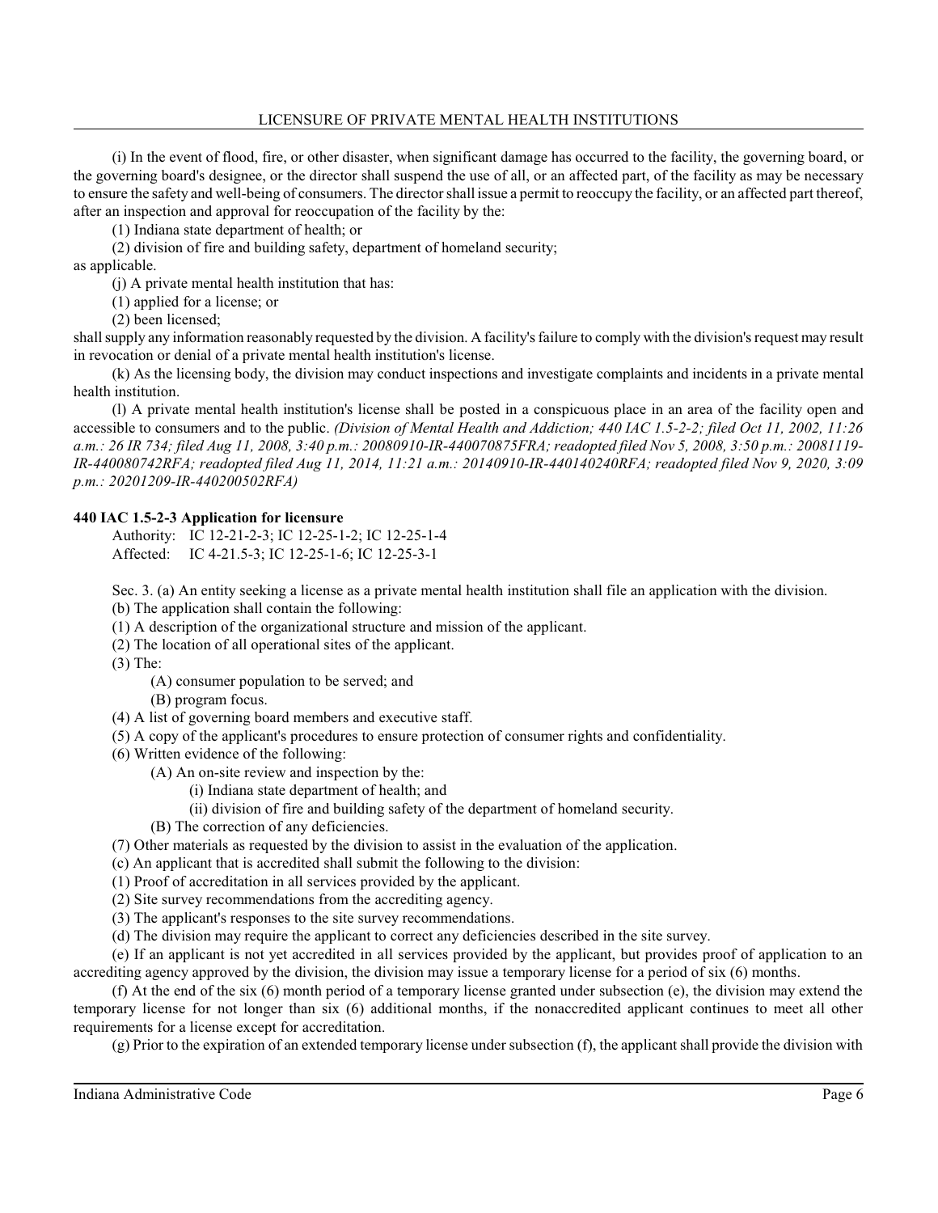(i) In the event of flood, fire, or other disaster, when significant damage has occurred to the facility, the governing board, or the governing board's designee, or the director shall suspend the use of all, or an affected part, of the facility as may be necessary to ensure the safety and well-being of consumers. The director shall issue a permit to reoccupy the facility, or an affected part thereof, after an inspection and approval for reoccupation of the facility by the:

(1) Indiana state department of health; or

(2) division of fire and building safety, department of homeland security;

as applicable.

(j) A private mental health institution that has:

(1) applied for a license; or

(2) been licensed;

shall supply any information reasonably requested by the division. A facility's failure to comply with the division's request may result in revocation or denial of a private mental health institution's license.

(k) As the licensing body, the division may conduct inspections and investigate complaints and incidents in a private mental health institution.

(l) A private mental health institution's license shall be posted in a conspicuous place in an area of the facility open and accessible to consumers and to the public. *(Division of Mental Health and Addiction; 440 IAC 1.5-2-2; filed Oct 11, 2002, 11:26 a.m.: 26 IR 734; filed Aug 11, 2008, 3:40 p.m.: 20080910-IR-440070875FRA; readopted filed Nov 5, 2008, 3:50 p.m.: 20081119-IR-440080742RFA; readopted filed Aug 11, 2014, 11:21 a.m.: 20140910-IR-440140240RFA; readopted filed Nov 9, 2020, 3:09 p.m.: 20201209-IR-440200502RFA)*

**440 IAC 1.5-2-3 Application for licensure**

Authority: IC 12-21-2-3; IC 12-25-1-2; IC 12-25-1-4
Affected: IC 4-21.5-3; IC 12-25-1-6; IC 12-25-3-1

Sec. 3. (a) An entity seeking a license as a private mental health institution shall file an application with the division.

(b) The application shall contain the following:

(1) A description of the organizational structure and mission of the applicant.

(2) The location of all operational sites of the applicant.

(3) The:

(A) consumer population to be served; and

(B) program focus.

(4) A list of governing board members and executive staff.

(5) A copy of the applicant's procedures to ensure protection of consumer rights and confidentiality.

(6) Written evidence of the following:

(A) An on-site review and inspection by the:

(i) Indiana state department of health; and

(ii) division of fire and building safety of the department of homeland security.

(B) The correction of any deficiencies.

(7) Other materials as requested by the division to assist in the evaluation of the application.

(c) An applicant that is accredited shall submit the following to the division:

(1) Proof of accreditation in all services provided by the applicant.

(2) Site survey recommendations from the accrediting agency.

(3) The applicant's responses to the site survey recommendations.

(d) The division may require the applicant to correct any deficiencies described in the site survey.

(e) If an applicant is not yet accredited in all services provided by the applicant, but provides proof of application to an accrediting agency approved by the division, the division may issue a temporary license for a period of six (6) months.

(f) At the end of the six (6) month period of a temporary license granted under subsection (e), the division may extend the temporary license for not longer than six (6) additional months, if the nonaccredited applicant continues to meet all other requirements for a license except for accreditation.

(g) Prior to the expiration of an extended temporary license under subsection (f), the applicant shall provide the division with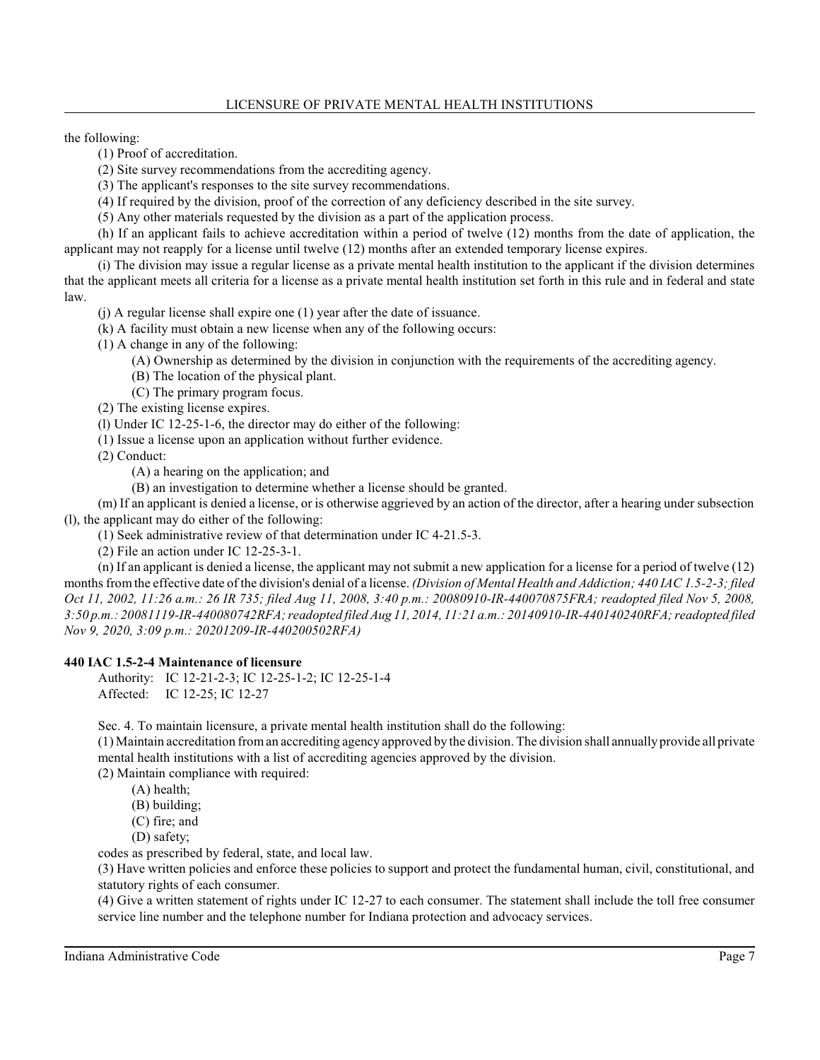the following:

(1) Proof of accreditation.

(2) Site survey recommendations from the accrediting agency.

(3) The applicant's responses to the site survey recommendations.

(4) If required by the division, proof of the correction of any deficiency described in the site survey.

(5) Any other materials requested by the division as a part of the application process.

(h) If an applicant fails to achieve accreditation within a period of twelve (12) months from the date of application, the applicant may not reapply for a license until twelve (12) months after an extended temporary license expires.

(i) The division may issue a regular license as a private mental health institution to the applicant if the division determines that the applicant meets all criteria for a license as a private mental health institution set forth in this rule and in federal and state law.

(j) A regular license shall expire one (1) year after the date of issuance.

(k) A facility must obtain a new license when any of the following occurs:

(1) A change in any of the following:

(A) Ownership as determined by the division in conjunction with the requirements of the accrediting agency.

(B) The location of the physical plant.

(C) The primary program focus.

(2) The existing license expires.

(l) Under IC 12-25-1-6, the director may do either of the following:

(1) Issue a license upon an application without further evidence.

(2) Conduct:

(A) a hearing on the application; and

(B) an investigation to determine whether a license should be granted.

(m) If an applicant is denied a license, or is otherwise aggrieved by an action of the director, after a hearing under subsection (l), the applicant may do either of the following:

(1) Seek administrative review of that determination under IC 4-21.5-3.

(2) File an action under IC 12-25-3-1.

(n) If an applicant is denied a license, the applicant may not submit a new application for a license for a period of twelve (12) months from the effective date of the division's denial of a license. *(Division of Mental Health and Addiction; 440 IAC 1.5-2-3; filed Oct 11, 2002, 11:26 a.m.: 26 IR 735; filed Aug 11, 2008, 3:40 p.m.: 20080910-IR-440070875FRA; readopted filed Nov 5, 2008, 3:50 p.m.: 20081119-IR-440080742RFA; readopted filed Aug 11, 2014, 11:21 a.m.: 20140910-IR-440140240RFA; readopted filed Nov 9, 2020, 3:09 p.m.: 20201209-IR-440200502RFA)*

**440 IAC 1.5-2-4 Maintenance of licensure**

Authority: IC 12-21-2-3; IC 12-25-1-2; IC 12-25-1-4
Affected: IC 12-25; IC 12-27

Sec. 4. To maintain licensure, a private mental health institution shall do the following:

(1) Maintain accreditation from an accrediting agency approved by the division. The division shall annually provide all private mental health institutions with a list of accrediting agencies approved by the division.

(2) Maintain compliance with required:

(A) health;

(B) building;

(C) fire; and

(D) safety;

codes as prescribed by federal, state, and local law.

(3) Have written policies and enforce these policies to support and protect the fundamental human, civil, constitutional, and statutory rights of each consumer.

(4) Give a written statement of rights under IC 12-27 to each consumer. The statement shall include the toll free consumer service line number and the telephone number for Indiana protection and advocacy services.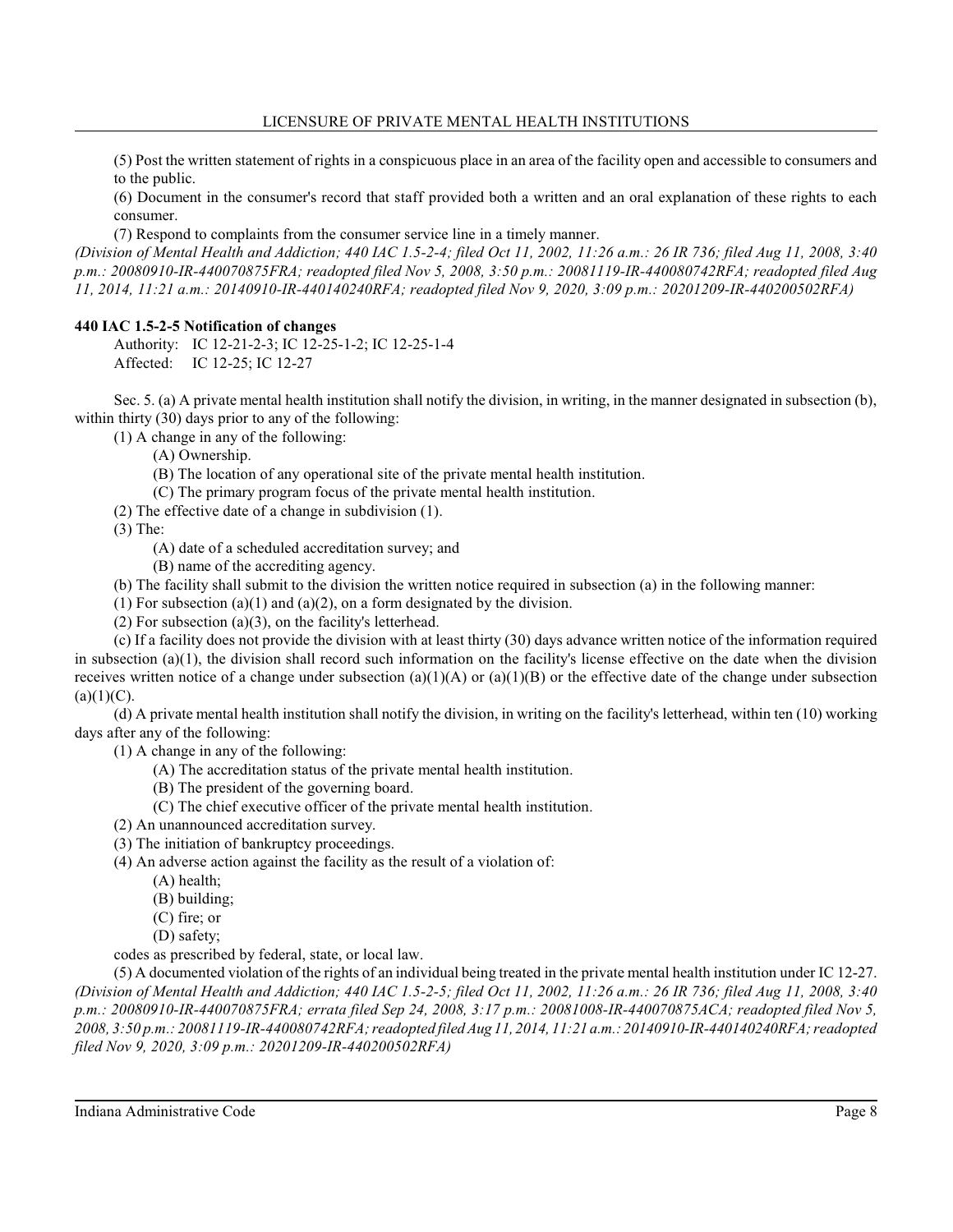(5) Post the written statement of rights in a conspicuous place in an area of the facility open and accessible to consumers and to the public.

(6) Document in the consumer's record that staff provided both a written and an oral explanation of these rights to each consumer.

(7) Respond to complaints from the consumer service line in a timely manner.

*(Division of Mental Health and Addiction; 440 IAC 1.5-2-4; filed Oct 11, 2002, 11:26 a.m.: 26 IR 736; filed Aug 11, 2008, 3:40 p.m.: 20080910-IR-440070875FRA; readopted filed Nov 5, 2008, 3:50 p.m.: 20081119-IR-440080742RFA; readopted filed Aug 11, 2014, 11:21 a.m.: 20140910-IR-440140240RFA; readopted filed Nov 9, 2020, 3:09 p.m.: 20201209-IR-440200502RFA)*

**440 IAC 1.5-2-5 Notification of changes**

Authority: IC 12-21-2-3; IC 12-25-1-2; IC 12-25-1-4
Affected: IC 12-25; IC 12-27

Sec. 5. (a) A private mental health institution shall notify the division, in writing, in the manner designated in subsection (b), within thirty (30) days prior to any of the following:

(1) A change in any of the following:

(A) Ownership.

(B) The location of any operational site of the private mental health institution.

(C) The primary program focus of the private mental health institution.

(2) The effective date of a change in subdivision (1).

(3) The:

(A) date of a scheduled accreditation survey; and

(B) name of the accrediting agency.

(b) The facility shall submit to the division the written notice required in subsection (a) in the following manner:

(1) For subsection (a)(1) and (a)(2), on a form designated by the division.

(2) For subsection (a)(3), on the facility's letterhead.

(c) If a facility does not provide the division with at least thirty (30) days advance written notice of the information required in subsection (a)(1), the division shall record such information on the facility's license effective on the date when the division receives written notice of a change under subsection (a)(1)(A) or (a)(1)(B) or the effective date of the change under subsection (a)(1)(C).

(d) A private mental health institution shall notify the division, in writing on the facility's letterhead, within ten (10) working days after any of the following:

(1) A change in any of the following:

(A) The accreditation status of the private mental health institution.

(B) The president of the governing board.

(C) The chief executive officer of the private mental health institution.

(2) An unannounced accreditation survey.

(3) The initiation of bankruptcy proceedings.

(4) An adverse action against the facility as the result of a violation of:

(A) health;

(B) building;

(C) fire; or

(D) safety;

codes as prescribed by federal, state, or local law.

(5) A documented violation of the rights of an individual being treated in the private mental health institution under IC 12-27.

*(Division of Mental Health and Addiction; 440 IAC 1.5-2-5; filed Oct 11, 2002, 11:26 a.m.: 26 IR 736; filed Aug 11, 2008, 3:40 p.m.: 20080910-IR-440070875FRA; errata filed Sep 24, 2008, 3:17 p.m.: 20081008-IR-440070875ACA; readopted filed Nov 5, 2008, 3:50 p.m.: 20081119-IR-440080742RFA; readopted filed Aug 11, 2014, 11:21 a.m.: 20140910-IR-440140240RFA; readopted filed Nov 9, 2020, 3:09 p.m.: 20201209-IR-440200502RFA)*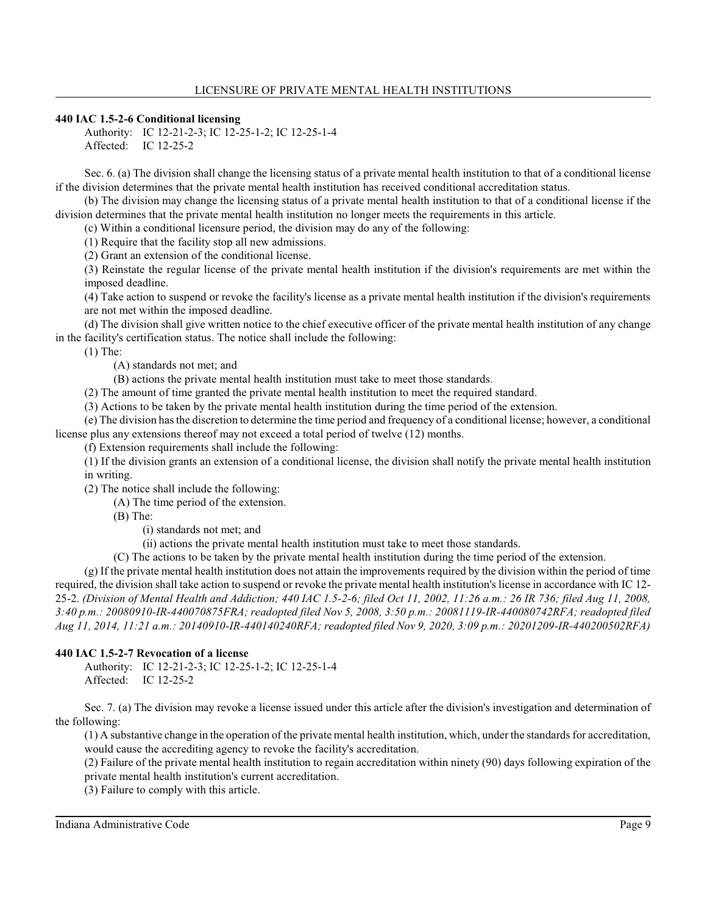**440 IAC 1.5-2-6 Conditional licensing**

Authority: IC 12-21-2-3; IC 12-25-1-2; IC 12-25-1-4
Affected: IC 12-25-2

Sec. 6. (a) The division shall change the licensing status of a private mental health institution to that of a conditional license if the division determines that the private mental health institution has received conditional accreditation status.

(b) The division may change the licensing status of a private mental health institution to that of a conditional license if the division determines that the private mental health institution no longer meets the requirements in this article.

(c) Within a conditional licensure period, the division may do any of the following:

(1) Require that the facility stop all new admissions.

(2) Grant an extension of the conditional license.

(3) Reinstate the regular license of the private mental health institution if the division's requirements are met within the imposed deadline.

(4) Take action to suspend or revoke the facility's license as a private mental health institution if the division's requirements are not met within the imposed deadline.

(d) The division shall give written notice to the chief executive officer of the private mental health institution of any change in the facility's certification status. The notice shall include the following:

(1) The:

(A) standards not met; and

(B) actions the private mental health institution must take to meet those standards.

(2) The amount of time granted the private mental health institution to meet the required standard.

(3) Actions to be taken by the private mental health institution during the time period of the extension.

(e) The division has the discretion to determine the time period and frequency of a conditional license; however, a conditional license plus any extensions thereof may not exceed a total period of twelve (12) months.

(f) Extension requirements shall include the following:

(1) If the division grants an extension of a conditional license, the division shall notify the private mental health institution in writing.

(2) The notice shall include the following:

(A) The time period of the extension.

(B) The:

(i) standards not met; and

(ii) actions the private mental health institution must take to meet those standards.

(C) The actions to be taken by the private mental health institution during the time period of the extension.

(g) If the private mental health institution does not attain the improvements required by the division within the period of time required, the division shall take action to suspend or revoke the private mental health institution's license in accordance with IC 12-25-2. *(Division of Mental Health and Addiction; 440 IAC 1.5-2-6; filed Oct 11, 2002, 11:26 a.m.: 26 IR 736; filed Aug 11, 2008, 3:40 p.m.: 20080910-IR-440070875FRA; readopted filed Nov 5, 2008, 3:50 p.m.: 20081119-IR-440080742RFA; readopted filed Aug 11, 2014, 11:21 a.m.: 20140910-IR-440140240RFA; readopted filed Nov 9, 2020, 3:09 p.m.: 20201209-IR-440200502RFA)*

**440 IAC 1.5-2-7 Revocation of a license**

Authority: IC 12-21-2-3; IC 12-25-1-2; IC 12-25-1-4
Affected: IC 12-25-2

Sec. 7. (a) The division may revoke a license issued under this article after the division's investigation and determination of the following:

(1) A substantive change in the operation of the private mental health institution, which, under the standards for accreditation, would cause the accrediting agency to revoke the facility's accreditation.

(2) Failure of the private mental health institution to regain accreditation within ninety (90) days following expiration of the private mental health institution's current accreditation.

(3) Failure to comply with this article.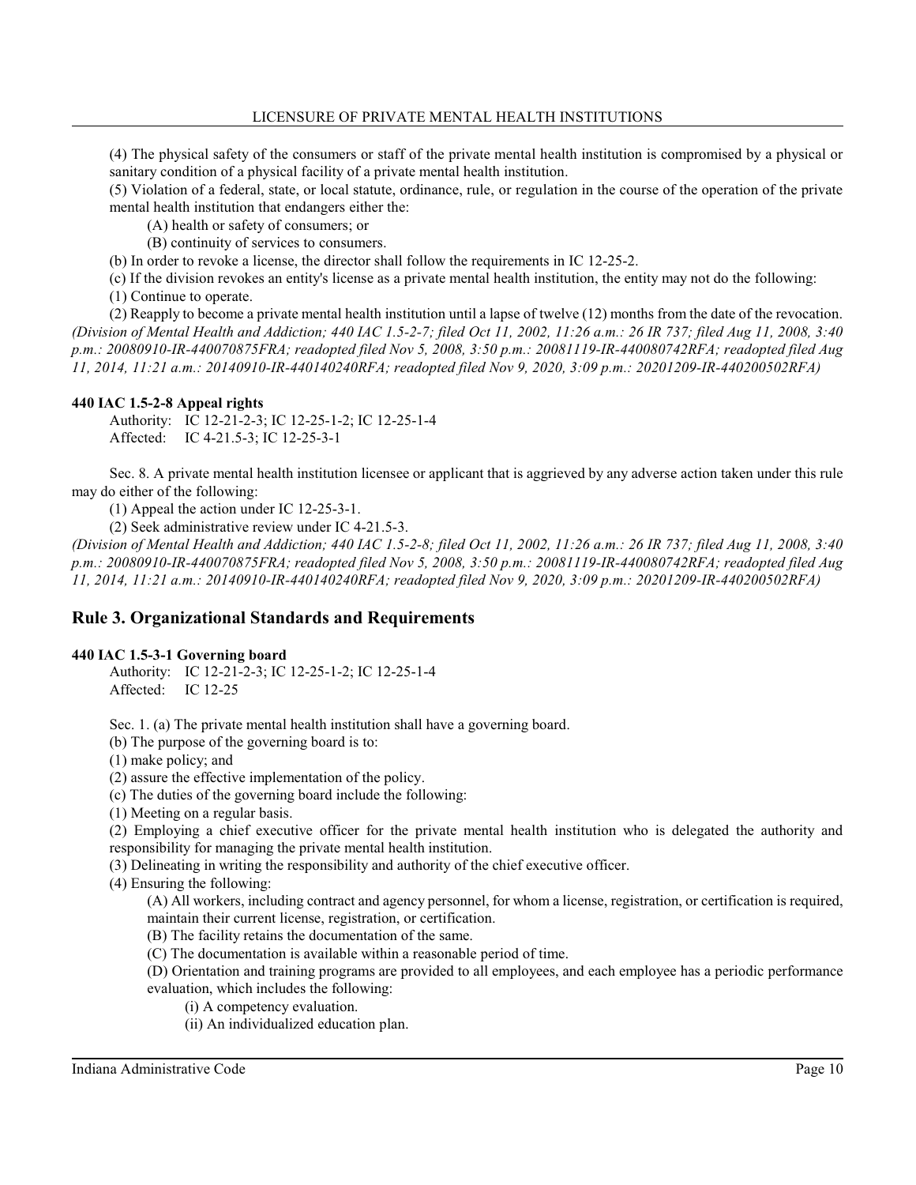(4) The physical safety of the consumers or staff of the private mental health institution is compromised by a physical or sanitary condition of a physical facility of a private mental health institution.

(5) Violation of a federal, state, or local statute, ordinance, rule, or regulation in the course of the operation of the private mental health institution that endangers either the:

(A) health or safety of consumers; or

(B) continuity of services to consumers.

(b) In order to revoke a license, the director shall follow the requirements in IC 12-25-2.

(c) If the division revokes an entity's license as a private mental health institution, the entity may not do the following:

(1) Continue to operate.

(2) Reapply to become a private mental health institution until a lapse of twelve (12) months from the date of the revocation.

*(Division of Mental Health and Addiction; 440 IAC 1.5-2-7; filed Oct 11, 2002, 11:26 a.m.: 26 IR 737; filed Aug 11, 2008, 3:40 p.m.: 20080910-IR-440070875FRA; readopted filed Nov 5, 2008, 3:50 p.m.: 20081119-IR-440080742RFA; readopted filed Aug 11, 2014, 11:21 a.m.: 20140910-IR-440140240RFA; readopted filed Nov 9, 2020, 3:09 p.m.: 20201209-IR-440200502RFA)*

#### 440 IAC 1.5-2-8 Appeal rights

Authority: IC 12-21-2-3; IC 12-25-1-2; IC 12-25-1-4
Affected: IC 4-21.5-3; IC 12-25-3-1

Sec. 8. A private mental health institution licensee or applicant that is aggrieved by any adverse action taken under this rule may do either of the following:

(1) Appeal the action under IC 12-25-3-1.

(2) Seek administrative review under IC 4-21.5-3.

*(Division of Mental Health and Addiction; 440 IAC 1.5-2-8; filed Oct 11, 2002, 11:26 a.m.: 26 IR 737; filed Aug 11, 2008, 3:40 p.m.: 20080910-IR-440070875FRA; readopted filed Nov 5, 2008, 3:50 p.m.: 20081119-IR-440080742RFA; readopted filed Aug 11, 2014, 11:21 a.m.: 20140910-IR-440140240RFA; readopted filed Nov 9, 2020, 3:09 p.m.: 20201209-IR-440200502RFA)*

## Rule 3. Organizational Standards and Requirements

#### 440 IAC 1.5-3-1 Governing board

Authority: IC 12-21-2-3; IC 12-25-1-2; IC 12-25-1-4
Affected: IC 12-25

Sec. 1. (a) The private mental health institution shall have a governing board.

(b) The purpose of the governing board is to:

(1) make policy; and

(2) assure the effective implementation of the policy.

(c) The duties of the governing board include the following:

(1) Meeting on a regular basis.

(2) Employing a chief executive officer for the private mental health institution who is delegated the authority and responsibility for managing the private mental health institution.

(3) Delineating in writing the responsibility and authority of the chief executive officer.

(4) Ensuring the following:

(A) All workers, including contract and agency personnel, for whom a license, registration, or certification is required, maintain their current license, registration, or certification.

(B) The facility retains the documentation of the same.

(C) The documentation is available within a reasonable period of time.

(D) Orientation and training programs are provided to all employees, and each employee has a periodic performance evaluation, which includes the following:

(i) A competency evaluation.

(ii) An individualized education plan.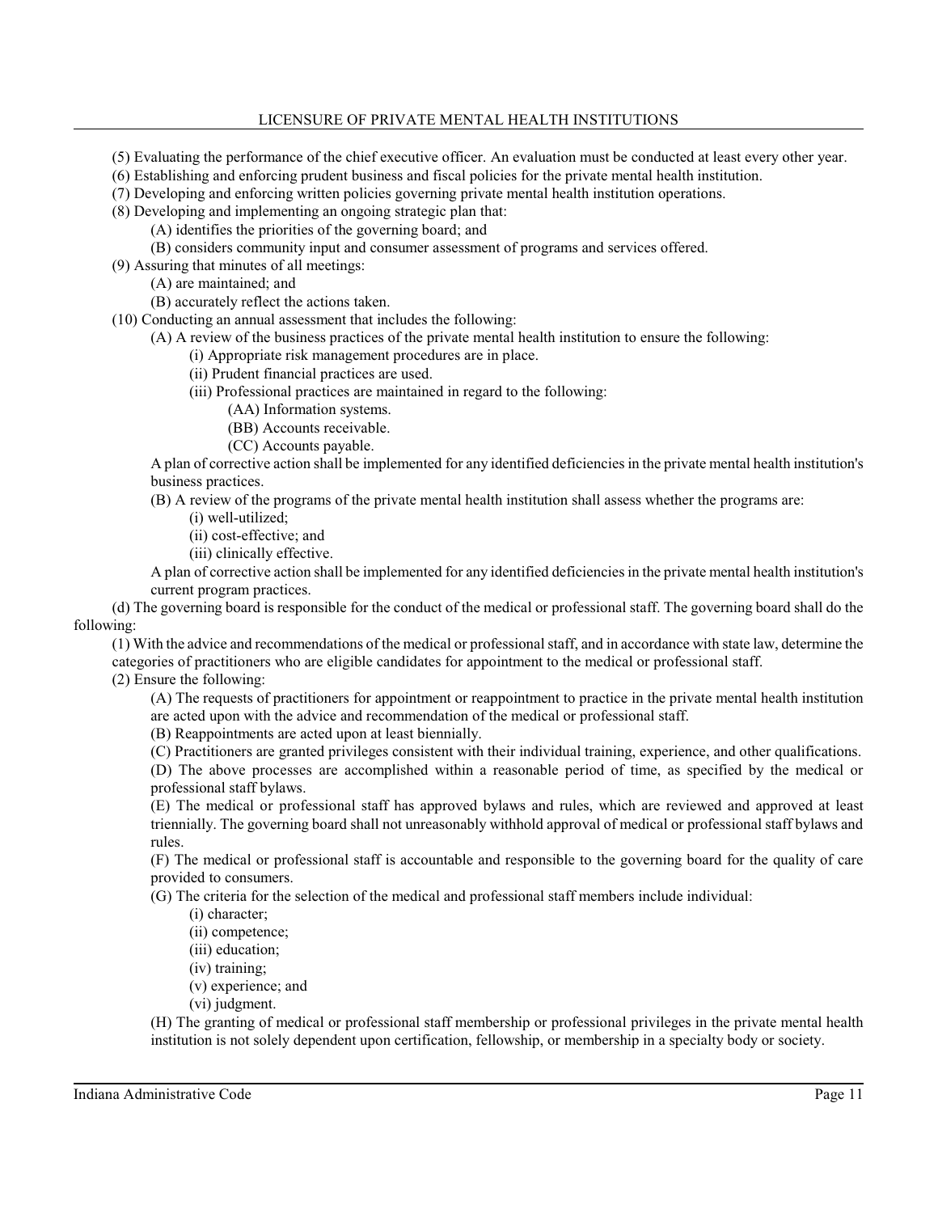(5) Evaluating the performance of the chief executive officer. An evaluation must be conducted at least every other year.

(6) Establishing and enforcing prudent business and fiscal policies for the private mental health institution.

(7) Developing and enforcing written policies governing private mental health institution operations.

(8) Developing and implementing an ongoing strategic plan that:

(A) identifies the priorities of the governing board; and

(B) considers community input and consumer assessment of programs and services offered.

(9) Assuring that minutes of all meetings:

(A) are maintained; and

(B) accurately reflect the actions taken.

(10) Conducting an annual assessment that includes the following:

(A) A review of the business practices of the private mental health institution to ensure the following:

(i) Appropriate risk management procedures are in place.

(ii) Prudent financial practices are used.

(iii) Professional practices are maintained in regard to the following:

(AA) Information systems.

(BB) Accounts receivable.

(CC) Accounts payable.

A plan of corrective action shall be implemented for any identified deficiencies in the private mental health institution's business practices.

(B) A review of the programs of the private mental health institution shall assess whether the programs are:

(i) well-utilized;

(ii) cost-effective; and

(iii) clinically effective.

A plan of corrective action shall be implemented for any identified deficiencies in the private mental health institution's current program practices.

(d) The governing board is responsible for the conduct of the medical or professional staff. The governing board shall do the following:

(1) With the advice and recommendations of the medical or professional staff, and in accordance with state law, determine the categories of practitioners who are eligible candidates for appointment to the medical or professional staff.

(2) Ensure the following:

(A) The requests of practitioners for appointment or reappointment to practice in the private mental health institution are acted upon with the advice and recommendation of the medical or professional staff.

(B) Reappointments are acted upon at least biennially.

(C) Practitioners are granted privileges consistent with their individual training, experience, and other qualifications.

(D) The above processes are accomplished within a reasonable period of time, as specified by the medical or professional staff bylaws.

(E) The medical or professional staff has approved bylaws and rules, which are reviewed and approved at least triennially. The governing board shall not unreasonably withhold approval of medical or professional staff bylaws and rules.

(F) The medical or professional staff is accountable and responsible to the governing board for the quality of care provided to consumers.

(G) The criteria for the selection of the medical and professional staff members include individual:

(i) character;

(ii) competence;

(iii) education;

(iv) training;

(v) experience; and

(vi) judgment.

(H) The granting of medical or professional staff membership or professional privileges in the private mental health institution is not solely dependent upon certification, fellowship, or membership in a specialty body or society.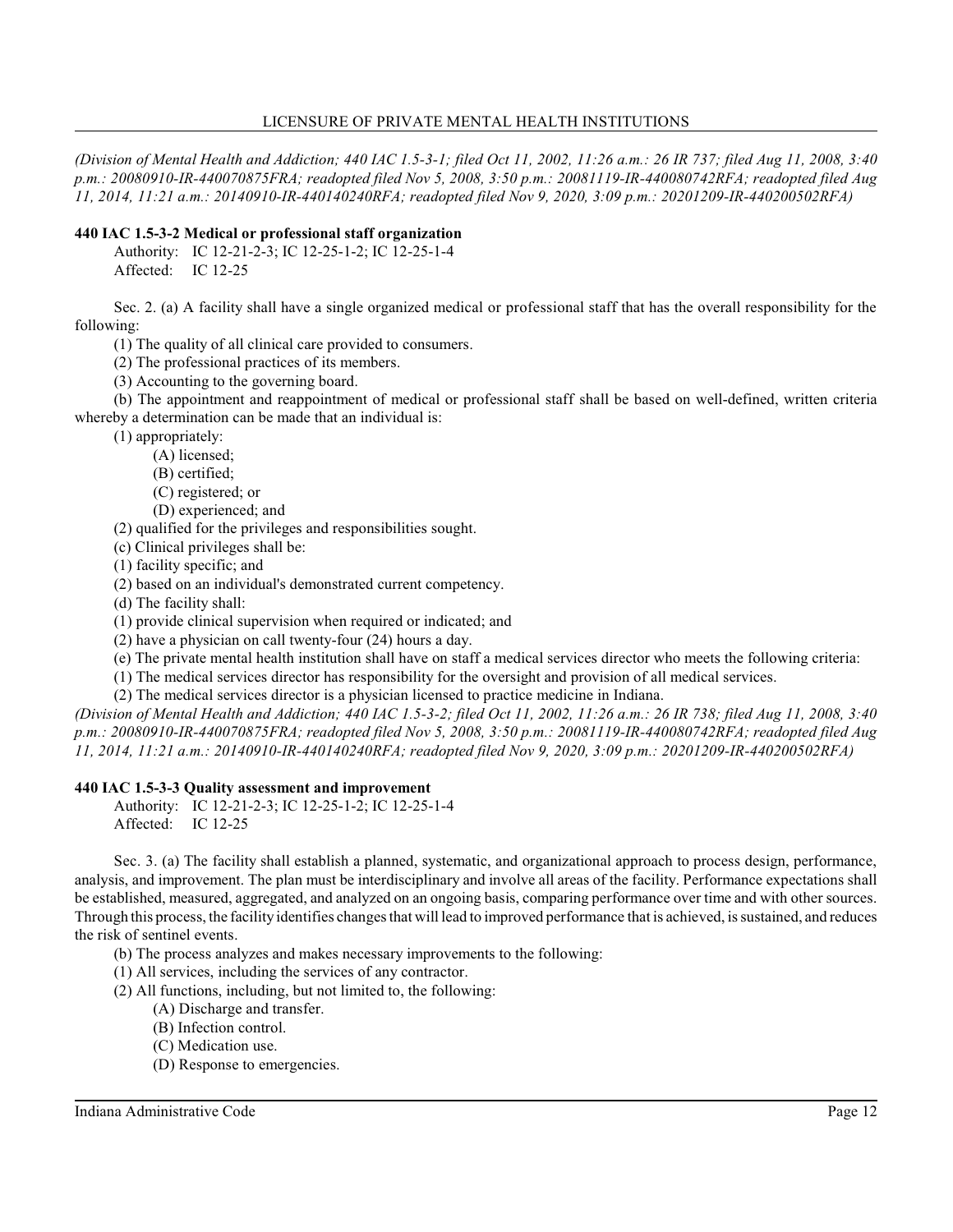*(Division of Mental Health and Addiction; 440 IAC 1.5-3-1; filed Oct 11, 2002, 11:26 a.m.: 26 IR 737; filed Aug 11, 2008, 3:40 p.m.: 20080910-IR-440070875FRA; readopted filed Nov 5, 2008, 3:50 p.m.: 20081119-IR-440080742RFA; readopted filed Aug 11, 2014, 11:21 a.m.: 20140910-IR-440140240RFA; readopted filed Nov 9, 2020, 3:09 p.m.: 20201209-IR-440200502RFA)*

**440 IAC 1.5-3-2 Medical or professional staff organization**

Authority: IC 12-21-2-3; IC 12-25-1-2; IC 12-25-1-4
Affected: IC 12-25

Sec. 2. (a) A facility shall have a single organized medical or professional staff that has the overall responsibility for the following:

(1) The quality of all clinical care provided to consumers.
(2) The professional practices of its members.
(3) Accounting to the governing board.

(b) The appointment and reappointment of medical or professional staff shall be based on well-defined, written criteria whereby a determination can be made that an individual is:

(1) appropriately:
  (A) licensed;
  (B) certified;
  (C) registered; or
  (D) experienced; and
(2) qualified for the privileges and responsibilities sought.

(c) Clinical privileges shall be:
(1) facility specific; and
(2) based on an individual's demonstrated current competency.

(d) The facility shall:
(1) provide clinical supervision when required or indicated; and
(2) have a physician on call twenty-four (24) hours a day.

(e) The private mental health institution shall have on staff a medical services director who meets the following criteria:
(1) The medical services director has responsibility for the oversight and provision of all medical services.
(2) The medical services director is a physician licensed to practice medicine in Indiana.

*(Division of Mental Health and Addiction; 440 IAC 1.5-3-2; filed Oct 11, 2002, 11:26 a.m.: 26 IR 738; filed Aug 11, 2008, 3:40 p.m.: 20080910-IR-440070875FRA; readopted filed Nov 5, 2008, 3:50 p.m.: 20081119-IR-440080742RFA; readopted filed Aug 11, 2014, 11:21 a.m.: 20140910-IR-440140240RFA; readopted filed Nov 9, 2020, 3:09 p.m.: 20201209-IR-440200502RFA)*

**440 IAC 1.5-3-3 Quality assessment and improvement**

Authority: IC 12-21-2-3; IC 12-25-1-2; IC 12-25-1-4
Affected: IC 12-25

Sec. 3. (a) The facility shall establish a planned, systematic, and organizational approach to process design, performance, analysis, and improvement. The plan must be interdisciplinary and involve all areas of the facility. Performance expectations shall be established, measured, aggregated, and analyzed on an ongoing basis, comparing performance over time and with other sources. Through this process, the facility identifies changes that will lead to improved performance that is achieved, is sustained, and reduces the risk of sentinel events.

(b) The process analyzes and makes necessary improvements to the following:
(1) All services, including the services of any contractor.
(2) All functions, including, but not limited to, the following:
  (A) Discharge and transfer.
  (B) Infection control.
  (C) Medication use.
  (D) Response to emergencies.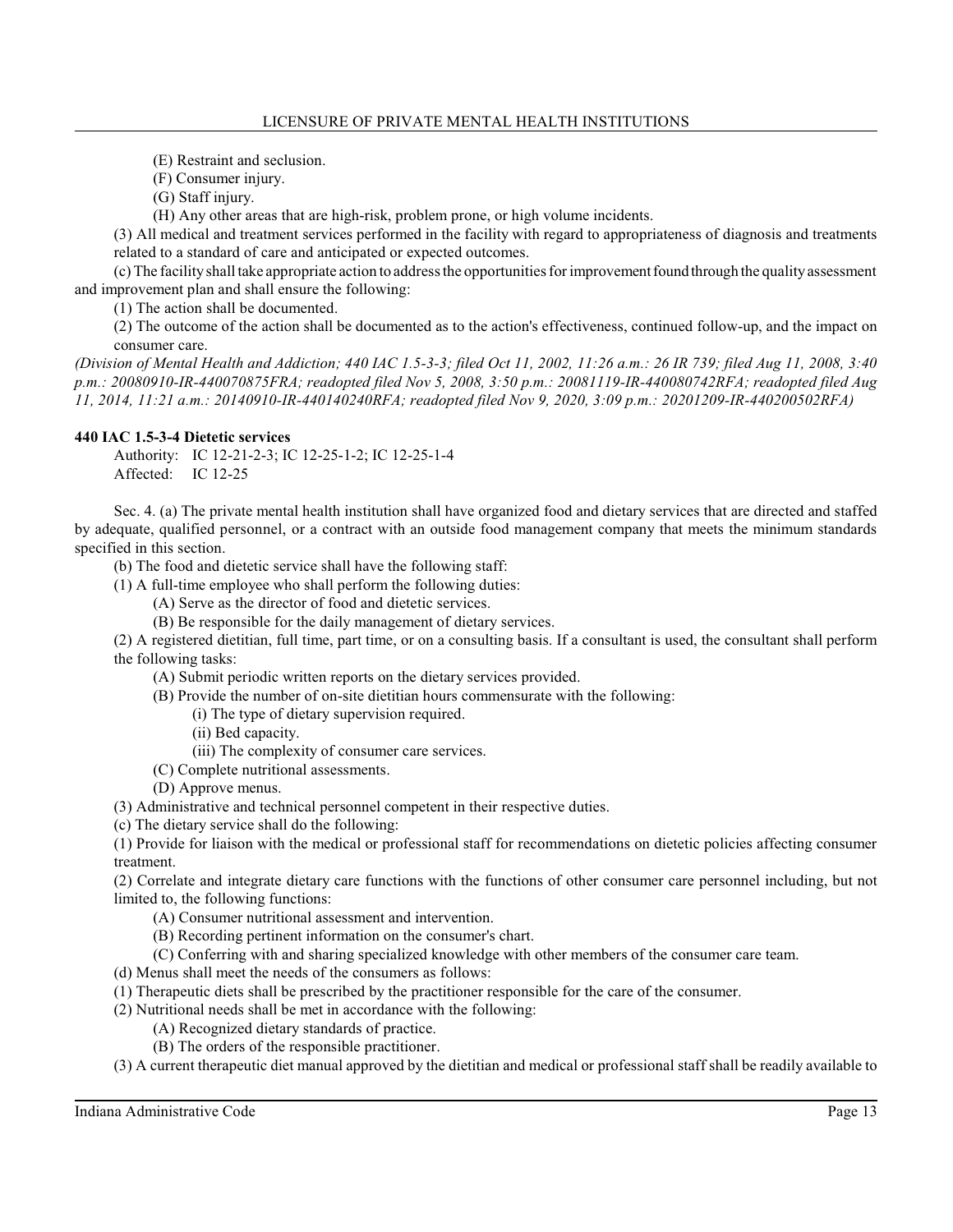(E) Restraint and seclusion.

(F) Consumer injury.

(G) Staff injury.

(H) Any other areas that are high-risk, problem prone, or high volume incidents.

(3) All medical and treatment services performed in the facility with regard to appropriateness of diagnosis and treatments related to a standard of care and anticipated or expected outcomes.

(c) The facility shall take appropriate action to address the opportunities for improvement found through the quality assessment and improvement plan and shall ensure the following:

(1) The action shall be documented.

(2) The outcome of the action shall be documented as to the action's effectiveness, continued follow-up, and the impact on consumer care.

*(Division of Mental Health and Addiction; 440 IAC 1.5-3-3; filed Oct 11, 2002, 11:26 a.m.: 26 IR 739; filed Aug 11, 2008, 3:40 p.m.: 20080910-IR-440070875FRA; readopted filed Nov 5, 2008, 3:50 p.m.: 20081119-IR-440080742RFA; readopted filed Aug 11, 2014, 11:21 a.m.: 20140910-IR-440140240RFA; readopted filed Nov 9, 2020, 3:09 p.m.: 20201209-IR-440200502RFA)*

**440 IAC 1.5-3-4 Dietetic services**

Authority: IC 12-21-2-3; IC 12-25-1-2; IC 12-25-1-4
Affected: IC 12-25

Sec. 4. (a) The private mental health institution shall have organized food and dietary services that are directed and staffed by adequate, qualified personnel, or a contract with an outside food management company that meets the minimum standards specified in this section.

(b) The food and dietetic service shall have the following staff:

(1) A full-time employee who shall perform the following duties:

(A) Serve as the director of food and dietetic services.

(B) Be responsible for the daily management of dietary services.

(2) A registered dietitian, full time, part time, or on a consulting basis. If a consultant is used, the consultant shall perform the following tasks:

(A) Submit periodic written reports on the dietary services provided.

(B) Provide the number of on-site dietitian hours commensurate with the following:

(i) The type of dietary supervision required.

(ii) Bed capacity.

(iii) The complexity of consumer care services.

(C) Complete nutritional assessments.

(D) Approve menus.

(3) Administrative and technical personnel competent in their respective duties.

(c) The dietary service shall do the following:

(1) Provide for liaison with the medical or professional staff for recommendations on dietetic policies affecting consumer treatment.

(2) Correlate and integrate dietary care functions with the functions of other consumer care personnel including, but not limited to, the following functions:

(A) Consumer nutritional assessment and intervention.

(B) Recording pertinent information on the consumer's chart.

(C) Conferring with and sharing specialized knowledge with other members of the consumer care team.

(d) Menus shall meet the needs of the consumers as follows:

(1) Therapeutic diets shall be prescribed by the practitioner responsible for the care of the consumer.

(2) Nutritional needs shall be met in accordance with the following:

(A) Recognized dietary standards of practice.

(B) The orders of the responsible practitioner.

(3) A current therapeutic diet manual approved by the dietitian and medical or professional staff shall be readily available to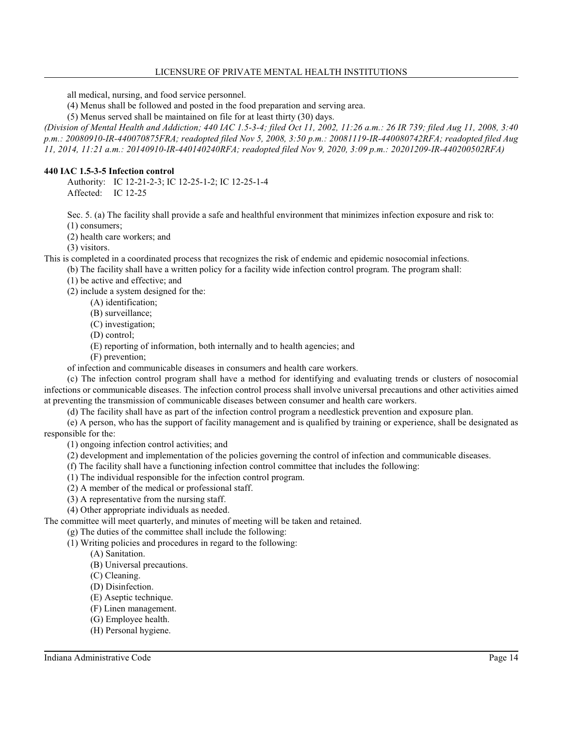all medical, nursing, and food service personnel.

(4) Menus shall be followed and posted in the food preparation and serving area.

(5) Menus served shall be maintained on file for at least thirty (30) days.

*(Division of Mental Health and Addiction; 440 IAC 1.5-3-4; filed Oct 11, 2002, 11:26 a.m.: 26 IR 739; filed Aug 11, 2008, 3:40 p.m.: 20080910-IR-440070875FRA; readopted filed Nov 5, 2008, 3:50 p.m.: 20081119-IR-440080742RFA; readopted filed Aug 11, 2014, 11:21 a.m.: 20140910-IR-440140240RFA; readopted filed Nov 9, 2020, 3:09 p.m.: 20201209-IR-440200502RFA)*

**440 IAC 1.5-3-5 Infection control**

Authority: IC 12-21-2-3; IC 12-25-1-2; IC 12-25-1-4
Affected: IC 12-25

Sec. 5. (a) The facility shall provide a safe and healthful environment that minimizes infection exposure and risk to:

(1) consumers;

(2) health care workers; and

(3) visitors.

This is completed in a coordinated process that recognizes the risk of endemic and epidemic nosocomial infections.

(b) The facility shall have a written policy for a facility wide infection control program. The program shall:

(1) be active and effective; and

(2) include a system designed for the:

(A) identification;

(B) surveillance;

(C) investigation;

(D) control;

(E) reporting of information, both internally and to health agencies; and

(F) prevention;

of infection and communicable diseases in consumers and health care workers.

(c) The infection control program shall have a method for identifying and evaluating trends or clusters of nosocomial infections or communicable diseases. The infection control process shall involve universal precautions and other activities aimed at preventing the transmission of communicable diseases between consumer and health care workers.

(d) The facility shall have as part of the infection control program a needlestick prevention and exposure plan.

(e) A person, who has the support of facility management and is qualified by training or experience, shall be designated as responsible for the:

(1) ongoing infection control activities; and

(2) development and implementation of the policies governing the control of infection and communicable diseases.

(f) The facility shall have a functioning infection control committee that includes the following:

(1) The individual responsible for the infection control program.

(2) A member of the medical or professional staff.

(3) A representative from the nursing staff.

(4) Other appropriate individuals as needed.

The committee will meet quarterly, and minutes of meeting will be taken and retained.

(g) The duties of the committee shall include the following:

(1) Writing policies and procedures in regard to the following:

(A) Sanitation.

(B) Universal precautions.

(C) Cleaning.

(D) Disinfection.

(E) Aseptic technique.

(F) Linen management.

(G) Employee health.

(H) Personal hygiene.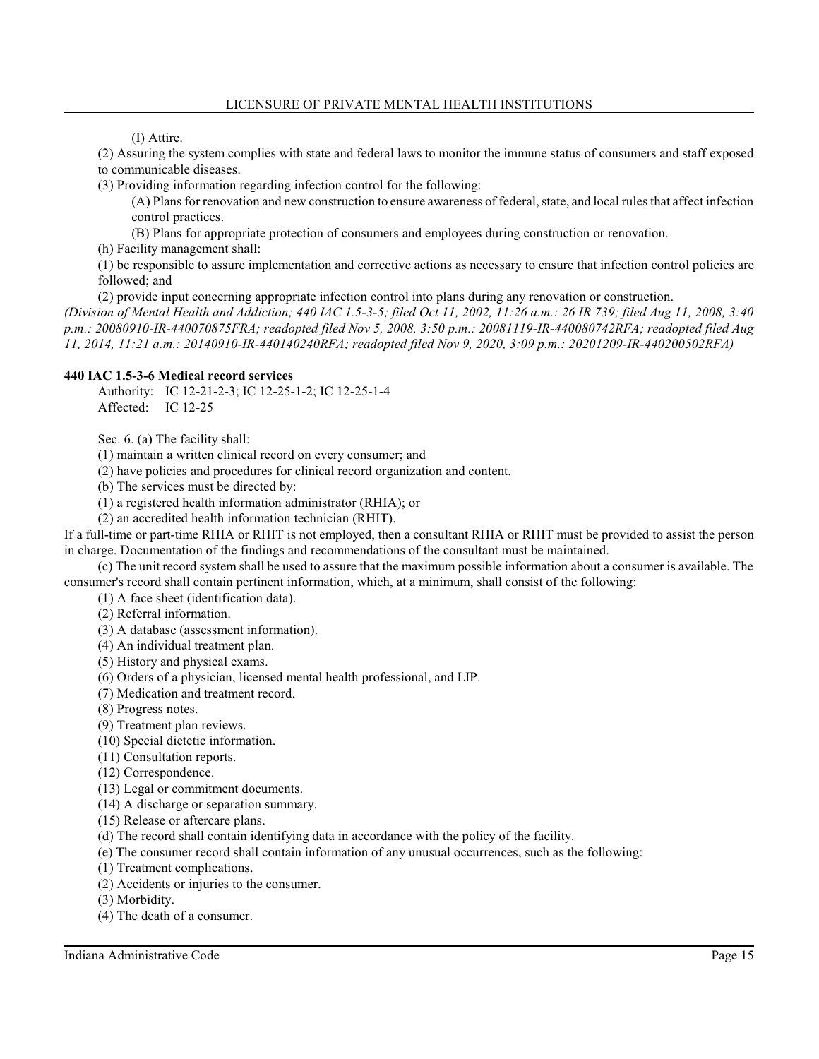(I) Attire.

(2) Assuring the system complies with state and federal laws to monitor the immune status of consumers and staff exposed to communicable diseases.

(3) Providing information regarding infection control for the following:

(A) Plans for renovation and new construction to ensure awareness of federal, state, and local rules that affect infection control practices.

(B) Plans for appropriate protection of consumers and employees during construction or renovation.

(h) Facility management shall:

(1) be responsible to assure implementation and corrective actions as necessary to ensure that infection control policies are followed; and

(2) provide input concerning appropriate infection control into plans during any renovation or construction.

*(Division of Mental Health and Addiction; 440 IAC 1.5-3-5; filed Oct 11, 2002, 11:26 a.m.: 26 IR 739; filed Aug 11, 2008, 3:40 p.m.: 20080910-IR-440070875FRA; readopted filed Nov 5, 2008, 3:50 p.m.: 20081119-IR-440080742RFA; readopted filed Aug 11, 2014, 11:21 a.m.: 20140910-IR-440140240RFA; readopted filed Nov 9, 2020, 3:09 p.m.: 20201209-IR-440200502RFA)*

### 440 IAC 1.5-3-6 Medical record services

Authority: IC 12-21-2-3; IC 12-25-1-2; IC 12-25-1-4
Affected: IC 12-25

Sec. 6. (a) The facility shall:

(1) maintain a written clinical record on every consumer; and

(2) have policies and procedures for clinical record organization and content.

(b) The services must be directed by:

(1) a registered health information administrator (RHIA); or

(2) an accredited health information technician (RHIT).

If a full-time or part-time RHIA or RHIT is not employed, then a consultant RHIA or RHIT must be provided to assist the person in charge. Documentation of the findings and recommendations of the consultant must be maintained.

(c) The unit record system shall be used to assure that the maximum possible information about a consumer is available. The consumer's record shall contain pertinent information, which, at a minimum, shall consist of the following:

(1) A face sheet (identification data).

(2) Referral information.

(3) A database (assessment information).

(4) An individual treatment plan.

(5) History and physical exams.

(6) Orders of a physician, licensed mental health professional, and LIP.

(7) Medication and treatment record.

(8) Progress notes.

(9) Treatment plan reviews.

(10) Special dietetic information.

(11) Consultation reports.

(12) Correspondence.

(13) Legal or commitment documents.

(14) A discharge or separation summary.

(15) Release or aftercare plans.

(d) The record shall contain identifying data in accordance with the policy of the facility.

(e) The consumer record shall contain information of any unusual occurrences, such as the following:

(1) Treatment complications.

(2) Accidents or injuries to the consumer.

(3) Morbidity.

(4) The death of a consumer.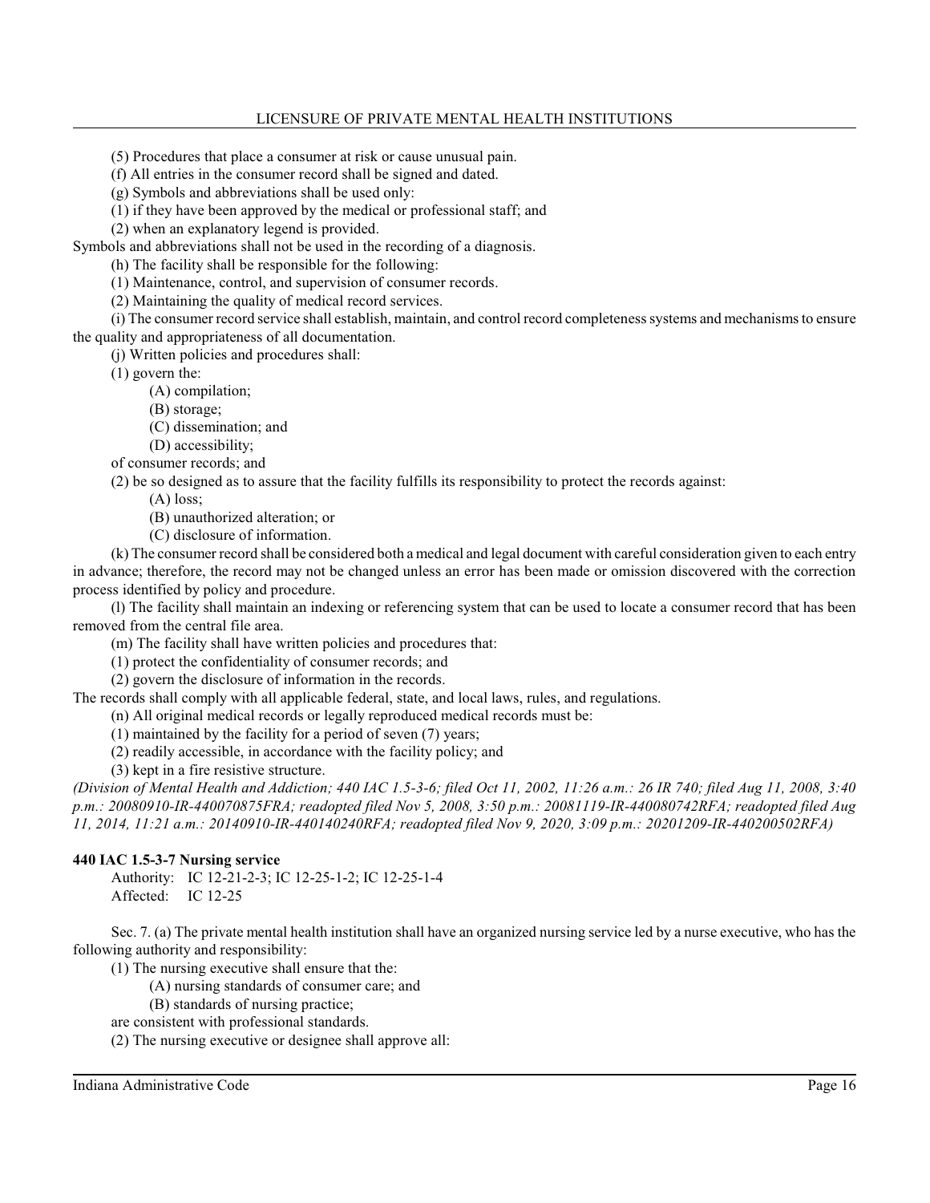(5) Procedures that place a consumer at risk or cause unusual pain.

(f) All entries in the consumer record shall be signed and dated.

(g) Symbols and abbreviations shall be used only:

(1) if they have been approved by the medical or professional staff; and

(2) when an explanatory legend is provided.

Symbols and abbreviations shall not be used in the recording of a diagnosis.

(h) The facility shall be responsible for the following:

(1) Maintenance, control, and supervision of consumer records.

(2) Maintaining the quality of medical record services.

(i) The consumer record service shall establish, maintain, and control record completeness systems and mechanisms to ensure the quality and appropriateness of all documentation.

(j) Written policies and procedures shall:

(1) govern the:

(A) compilation;

(B) storage;

(C) dissemination; and

(D) accessibility;

of consumer records; and

(2) be so designed as to assure that the facility fulfills its responsibility to protect the records against:

(A) loss;

(B) unauthorized alteration; or

(C) disclosure of information.

(k) The consumer record shall be considered both a medical and legal document with careful consideration given to each entry in advance; therefore, the record may not be changed unless an error has been made or omission discovered with the correction process identified by policy and procedure.

(l) The facility shall maintain an indexing or referencing system that can be used to locate a consumer record that has been removed from the central file area.

(m) The facility shall have written policies and procedures that:

(1) protect the confidentiality of consumer records; and

(2) govern the disclosure of information in the records.

The records shall comply with all applicable federal, state, and local laws, rules, and regulations.

(n) All original medical records or legally reproduced medical records must be:

(1) maintained by the facility for a period of seven (7) years;

(2) readily accessible, in accordance with the facility policy; and

(3) kept in a fire resistive structure.

*(Division of Mental Health and Addiction; 440 IAC 1.5-3-6; filed Oct 11, 2002, 11:26 a.m.: 26 IR 740; filed Aug 11, 2008, 3:40 p.m.: 20080910-IR-440070875FRA; readopted filed Nov 5, 2008, 3:50 p.m.: 20081119-IR-440080742RFA; readopted filed Aug 11, 2014, 11:21 a.m.: 20140910-IR-440140240RFA; readopted filed Nov 9, 2020, 3:09 p.m.: 20201209-IR-440200502RFA)*

**440 IAC 1.5-3-7 Nursing service**

Authority: IC 12-21-2-3; IC 12-25-1-2; IC 12-25-1-4
Affected: IC 12-25

Sec. 7. (a) The private mental health institution shall have an organized nursing service led by a nurse executive, who has the following authority and responsibility:

(1) The nursing executive shall ensure that the:

(A) nursing standards of consumer care; and

(B) standards of nursing practice;

are consistent with professional standards.

(2) The nursing executive or designee shall approve all: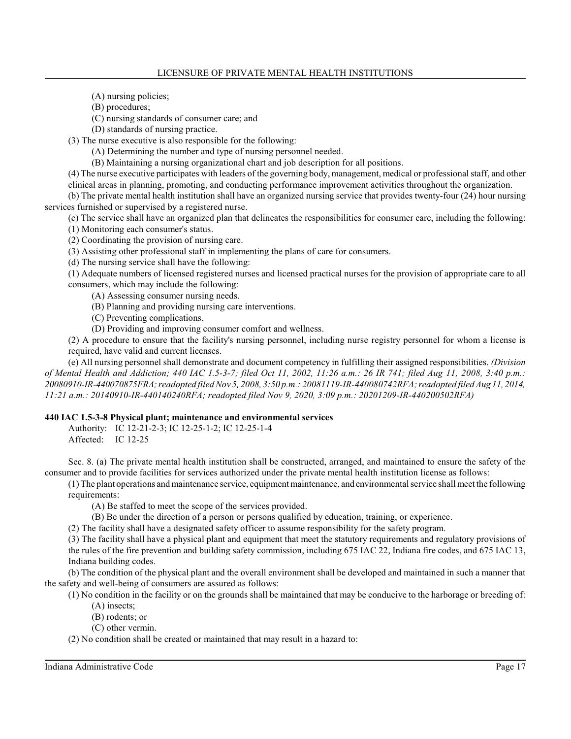(A) nursing policies;

(B) procedures;

(C) nursing standards of consumer care; and

(D) standards of nursing practice.

(3) The nurse executive is also responsible for the following:

(A) Determining the number and type of nursing personnel needed.

(B) Maintaining a nursing organizational chart and job description for all positions.

(4) The nurse executive participates with leaders of the governing body, management, medical or professional staff, and other clinical areas in planning, promoting, and conducting performance improvement activities throughout the organization.

(b) The private mental health institution shall have an organized nursing service that provides twenty-four (24) hour nursing services furnished or supervised by a registered nurse.

(c) The service shall have an organized plan that delineates the responsibilities for consumer care, including the following:

(1) Monitoring each consumer's status.

(2) Coordinating the provision of nursing care.

(3) Assisting other professional staff in implementing the plans of care for consumers.

(d) The nursing service shall have the following:

(1) Adequate numbers of licensed registered nurses and licensed practical nurses for the provision of appropriate care to all consumers, which may include the following:

(A) Assessing consumer nursing needs.

(B) Planning and providing nursing care interventions.

(C) Preventing complications.

(D) Providing and improving consumer comfort and wellness.

(2) A procedure to ensure that the facility's nursing personnel, including nurse registry personnel for whom a license is required, have valid and current licenses.

(e) All nursing personnel shall demonstrate and document competency in fulfilling their assigned responsibilities. *(Division of Mental Health and Addiction; 440 IAC 1.5-3-7; filed Oct 11, 2002, 11:26 a.m.: 26 IR 741; filed Aug 11, 2008, 3:40 p.m.: 20080910-IR-440070875FRA; readopted filed Nov 5, 2008, 3:50 p.m.: 20081119-IR-440080742RFA; readopted filed Aug 11, 2014, 11:21 a.m.: 20140910-IR-440140240RFA; readopted filed Nov 9, 2020, 3:09 p.m.: 20201209-IR-440200502RFA)*

**440 IAC 1.5-3-8 Physical plant; maintenance and environmental services**

Authority: IC 12-21-2-3; IC 12-25-1-2; IC 12-25-1-4
Affected: IC 12-25

Sec. 8. (a) The private mental health institution shall be constructed, arranged, and maintained to ensure the safety of the consumer and to provide facilities for services authorized under the private mental health institution license as follows:

(1) The plant operations and maintenance service, equipment maintenance, and environmental service shall meet the following requirements:

(A) Be staffed to meet the scope of the services provided.

(B) Be under the direction of a person or persons qualified by education, training, or experience.

(2) The facility shall have a designated safety officer to assume responsibility for the safety program.

(3) The facility shall have a physical plant and equipment that meet the statutory requirements and regulatory provisions of the rules of the fire prevention and building safety commission, including 675 IAC 22, Indiana fire codes, and 675 IAC 13, Indiana building codes.

(b) The condition of the physical plant and the overall environment shall be developed and maintained in such a manner that the safety and well-being of consumers are assured as follows:

(1) No condition in the facility or on the grounds shall be maintained that may be conducive to the harborage or breeding of:

(A) insects;

(B) rodents; or

(C) other vermin.

(2) No condition shall be created or maintained that may result in a hazard to: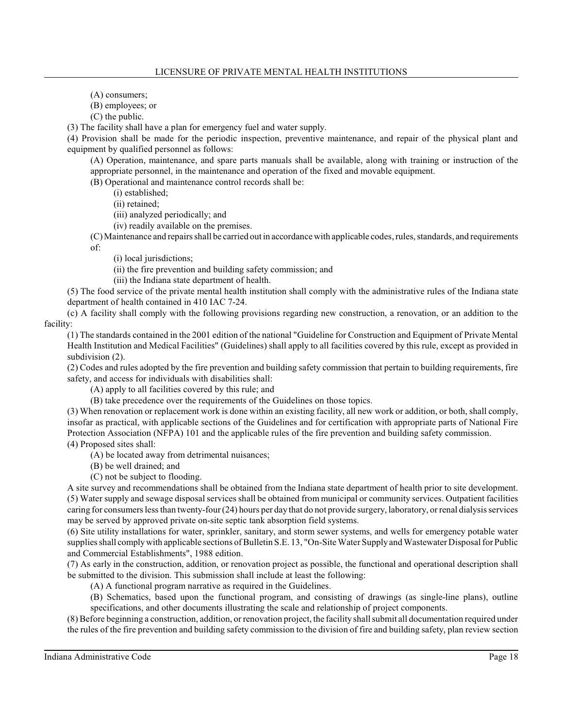(A) consumers;

(B) employees; or

(C) the public.

(3) The facility shall have a plan for emergency fuel and water supply.

(4) Provision shall be made for the periodic inspection, preventive maintenance, and repair of the physical plant and equipment by qualified personnel as follows:

(A) Operation, maintenance, and spare parts manuals shall be available, along with training or instruction of the appropriate personnel, in the maintenance and operation of the fixed and movable equipment.

(B) Operational and maintenance control records shall be:

(i) established;

(ii) retained;

(iii) analyzed periodically; and

(iv) readily available on the premises.

(C) Maintenance and repairs shall be carried out in accordance with applicable codes, rules, standards, and requirements of:

(i) local jurisdictions;

(ii) the fire prevention and building safety commission; and

(iii) the Indiana state department of health.

(5) The food service of the private mental health institution shall comply with the administrative rules of the Indiana state department of health contained in 410 IAC 7-24.

(c) A facility shall comply with the following provisions regarding new construction, a renovation, or an addition to the facility:

(1) The standards contained in the 2001 edition of the national "Guideline for Construction and Equipment of Private Mental Health Institution and Medical Facilities" (Guidelines) shall apply to all facilities covered by this rule, except as provided in subdivision (2).

(2) Codes and rules adopted by the fire prevention and building safety commission that pertain to building requirements, fire safety, and access for individuals with disabilities shall:

(A) apply to all facilities covered by this rule; and

(B) take precedence over the requirements of the Guidelines on those topics.

(3) When renovation or replacement work is done within an existing facility, all new work or addition, or both, shall comply, insofar as practical, with applicable sections of the Guidelines and for certification with appropriate parts of National Fire Protection Association (NFPA) 101 and the applicable rules of the fire prevention and building safety commission.

(4) Proposed sites shall:

(A) be located away from detrimental nuisances;

(B) be well drained; and

(C) not be subject to flooding.

A site survey and recommendations shall be obtained from the Indiana state department of health prior to site development.

(5) Water supply and sewage disposal services shall be obtained from municipal or community services. Outpatient facilities caring for consumers less than twenty-four (24) hours per day that do not provide surgery, laboratory, or renal dialysis services may be served by approved private on-site septic tank absorption field systems.

(6) Site utility installations for water, sprinkler, sanitary, and storm sewer systems, and wells for emergency potable water supplies shall comply with applicable sections of Bulletin S.E. 13, "On-Site Water Supply and Wastewater Disposal for Public and Commercial Establishments", 1988 edition.

(7) As early in the construction, addition, or renovation project as possible, the functional and operational description shall be submitted to the division. This submission shall include at least the following:

(A) A functional program narrative as required in the Guidelines.

(B) Schematics, based upon the functional program, and consisting of drawings (as single-line plans), outline specifications, and other documents illustrating the scale and relationship of project components.

(8) Before beginning a construction, addition, or renovation project, the facility shall submit all documentation required under the rules of the fire prevention and building safety commission to the division of fire and building safety, plan review section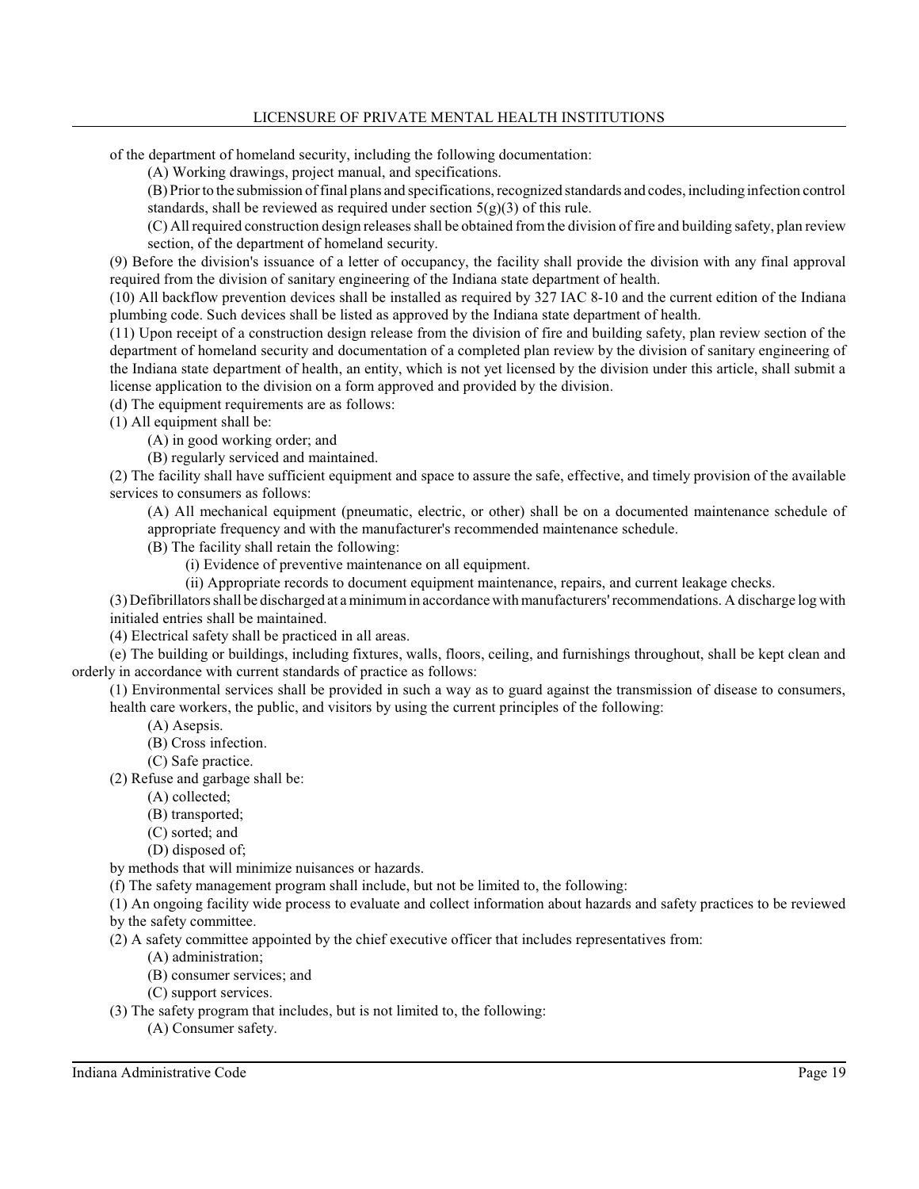of the department of homeland security, including the following documentation:

(A) Working drawings, project manual, and specifications.

(B) Prior to the submission of final plans and specifications, recognized standards and codes, including infection control standards, shall be reviewed as required under section 5(g)(3) of this rule.

(C) All required construction design releases shall be obtained from the division of fire and building safety, plan review section, of the department of homeland security.

(9) Before the division's issuance of a letter of occupancy, the facility shall provide the division with any final approval required from the division of sanitary engineering of the Indiana state department of health.

(10) All backflow prevention devices shall be installed as required by 327 IAC 8-10 and the current edition of the Indiana plumbing code. Such devices shall be listed as approved by the Indiana state department of health.

(11) Upon receipt of a construction design release from the division of fire and building safety, plan review section of the department of homeland security and documentation of a completed plan review by the division of sanitary engineering of the Indiana state department of health, an entity, which is not yet licensed by the division under this article, shall submit a license application to the division on a form approved and provided by the division.

(d) The equipment requirements are as follows:

(1) All equipment shall be:

(A) in good working order; and

(B) regularly serviced and maintained.

(2) The facility shall have sufficient equipment and space to assure the safe, effective, and timely provision of the available services to consumers as follows:

(A) All mechanical equipment (pneumatic, electric, or other) shall be on a documented maintenance schedule of appropriate frequency and with the manufacturer's recommended maintenance schedule.

(B) The facility shall retain the following:

(i) Evidence of preventive maintenance on all equipment.

(ii) Appropriate records to document equipment maintenance, repairs, and current leakage checks.

(3) Defibrillators shall be discharged at a minimum in accordance with manufacturers' recommendations. A discharge log with initialed entries shall be maintained.

(4) Electrical safety shall be practiced in all areas.

(e) The building or buildings, including fixtures, walls, floors, ceiling, and furnishings throughout, shall be kept clean and orderly in accordance with current standards of practice as follows:

(1) Environmental services shall be provided in such a way as to guard against the transmission of disease to consumers, health care workers, the public, and visitors by using the current principles of the following:

(A) Asepsis.

(B) Cross infection.

(C) Safe practice.

(2) Refuse and garbage shall be:

(A) collected;

(B) transported;

(C) sorted; and

(D) disposed of;

by methods that will minimize nuisances or hazards.

(f) The safety management program shall include, but not be limited to, the following:

(1) An ongoing facility wide process to evaluate and collect information about hazards and safety practices to be reviewed by the safety committee.

(2) A safety committee appointed by the chief executive officer that includes representatives from:

(A) administration;

(B) consumer services; and

(C) support services.

(3) The safety program that includes, but is not limited to, the following:

(A) Consumer safety.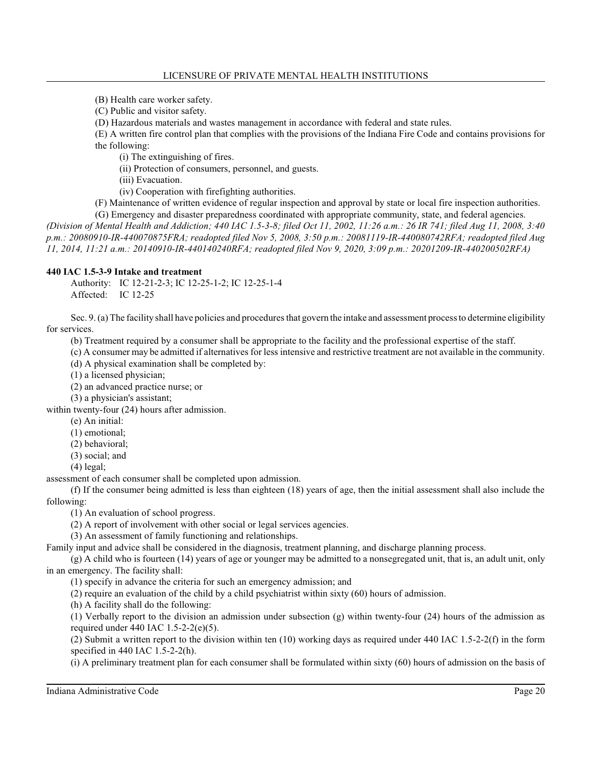(B) Health care worker safety.

(C) Public and visitor safety.

(D) Hazardous materials and wastes management in accordance with federal and state rules.

(E) A written fire control plan that complies with the provisions of the Indiana Fire Code and contains provisions for the following:

(i) The extinguishing of fires.

(ii) Protection of consumers, personnel, and guests.

(iii) Evacuation.

(iv) Cooperation with firefighting authorities.

(F) Maintenance of written evidence of regular inspection and approval by state or local fire inspection authorities.

(G) Emergency and disaster preparedness coordinated with appropriate community, state, and federal agencies.

*(Division of Mental Health and Addiction; 440 IAC 1.5-3-8; filed Oct 11, 2002, 11:26 a.m.: 26 IR 741; filed Aug 11, 2008, 3:40 p.m.: 20080910-IR-440070875FRA; readopted filed Nov 5, 2008, 3:50 p.m.: 20081119-IR-440080742RFA; readopted filed Aug 11, 2014, 11:21 a.m.: 20140910-IR-440140240RFA; readopted filed Nov 9, 2020, 3:09 p.m.: 20201209-IR-440200502RFA)*

**440 IAC 1.5-3-9 Intake and treatment**

Authority: IC 12-21-2-3; IC 12-25-1-2; IC 12-25-1-4
Affected: IC 12-25

Sec. 9. (a) The facility shall have policies and procedures that govern the intake and assessment process to determine eligibility for services.

(b) Treatment required by a consumer shall be appropriate to the facility and the professional expertise of the staff.

(c) A consumer may be admitted if alternatives for less intensive and restrictive treatment are not available in the community.

(d) A physical examination shall be completed by:

(1) a licensed physician;

(2) an advanced practice nurse; or

(3) a physician's assistant;

within twenty-four (24) hours after admission.

(e) An initial:

(1) emotional;

(2) behavioral;

(3) social; and

(4) legal;

assessment of each consumer shall be completed upon admission.

(f) If the consumer being admitted is less than eighteen (18) years of age, then the initial assessment shall also include the following:

(1) An evaluation of school progress.

(2) A report of involvement with other social or legal services agencies.

(3) An assessment of family functioning and relationships.

Family input and advice shall be considered in the diagnosis, treatment planning, and discharge planning process.

(g) A child who is fourteen (14) years of age or younger may be admitted to a nonsegregated unit, that is, an adult unit, only in an emergency. The facility shall:

(1) specify in advance the criteria for such an emergency admission; and

(2) require an evaluation of the child by a child psychiatrist within sixty (60) hours of admission.

(h) A facility shall do the following:

(1) Verbally report to the division an admission under subsection (g) within twenty-four (24) hours of the admission as required under 440 IAC 1.5-2-2(e)(5).

(2) Submit a written report to the division within ten (10) working days as required under 440 IAC 1.5-2-2(f) in the form specified in 440 IAC 1.5-2-2(h).

(i) A preliminary treatment plan for each consumer shall be formulated within sixty (60) hours of admission on the basis of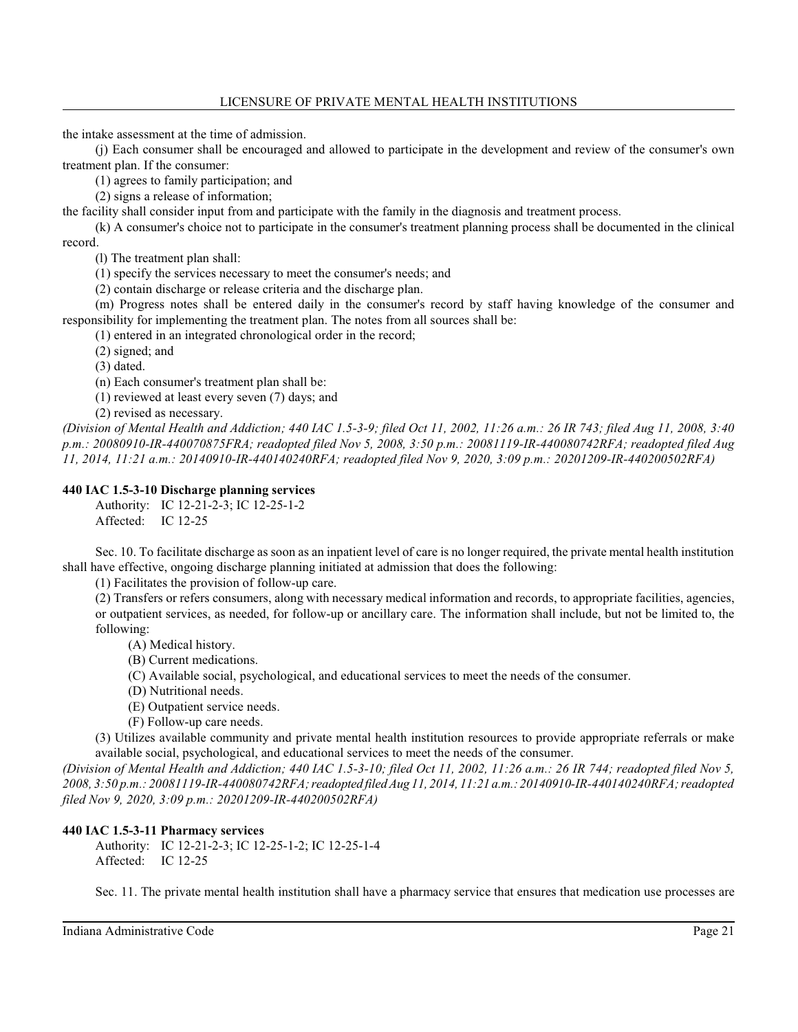the intake assessment at the time of admission.

(j) Each consumer shall be encouraged and allowed to participate in the development and review of the consumer's own treatment plan. If the consumer:

(1) agrees to family participation; and

(2) signs a release of information;

the facility shall consider input from and participate with the family in the diagnosis and treatment process.

(k) A consumer's choice not to participate in the consumer's treatment planning process shall be documented in the clinical record.

(l) The treatment plan shall:

(1) specify the services necessary to meet the consumer's needs; and

(2) contain discharge or release criteria and the discharge plan.

(m) Progress notes shall be entered daily in the consumer's record by staff having knowledge of the consumer and responsibility for implementing the treatment plan. The notes from all sources shall be:

(1) entered in an integrated chronological order in the record;

(2) signed; and

(3) dated.

(n) Each consumer's treatment plan shall be:

(1) reviewed at least every seven (7) days; and

(2) revised as necessary.

*(Division of Mental Health and Addiction; 440 IAC 1.5-3-9; filed Oct 11, 2002, 11:26 a.m.: 26 IR 743; filed Aug 11, 2008, 3:40 p.m.: 20080910-IR-440070875FRA; readopted filed Nov 5, 2008, 3:50 p.m.: 20081119-IR-440080742RFA; readopted filed Aug 11, 2014, 11:21 a.m.: 20140910-IR-440140240RFA; readopted filed Nov 9, 2020, 3:09 p.m.: 20201209-IR-440200502RFA)*

**440 IAC 1.5-3-10 Discharge planning services**

Authority: IC 12-21-2-3; IC 12-25-1-2
Affected: IC 12-25

Sec. 10. To facilitate discharge as soon as an inpatient level of care is no longer required, the private mental health institution shall have effective, ongoing discharge planning initiated at admission that does the following:

(1) Facilitates the provision of follow-up care.

(2) Transfers or refers consumers, along with necessary medical information and records, to appropriate facilities, agencies, or outpatient services, as needed, for follow-up or ancillary care. The information shall include, but not be limited to, the following:

(A) Medical history.

(B) Current medications.

(C) Available social, psychological, and educational services to meet the needs of the consumer.

(D) Nutritional needs.

(E) Outpatient service needs.

(F) Follow-up care needs.

(3) Utilizes available community and private mental health institution resources to provide appropriate referrals or make available social, psychological, and educational services to meet the needs of the consumer.

*(Division of Mental Health and Addiction; 440 IAC 1.5-3-10; filed Oct 11, 2002, 11:26 a.m.: 26 IR 744; readopted filed Nov 5, 2008, 3:50 p.m.: 20081119-IR-440080742RFA; readopted filed Aug 11, 2014, 11:21 a.m.: 20140910-IR-440140240RFA; readopted filed Nov 9, 2020, 3:09 p.m.: 20201209-IR-440200502RFA)*

**440 IAC 1.5-3-11 Pharmacy services**

Authority: IC 12-21-2-3; IC 12-25-1-2; IC 12-25-1-4
Affected: IC 12-25

Sec. 11. The private mental health institution shall have a pharmacy service that ensures that medication use processes are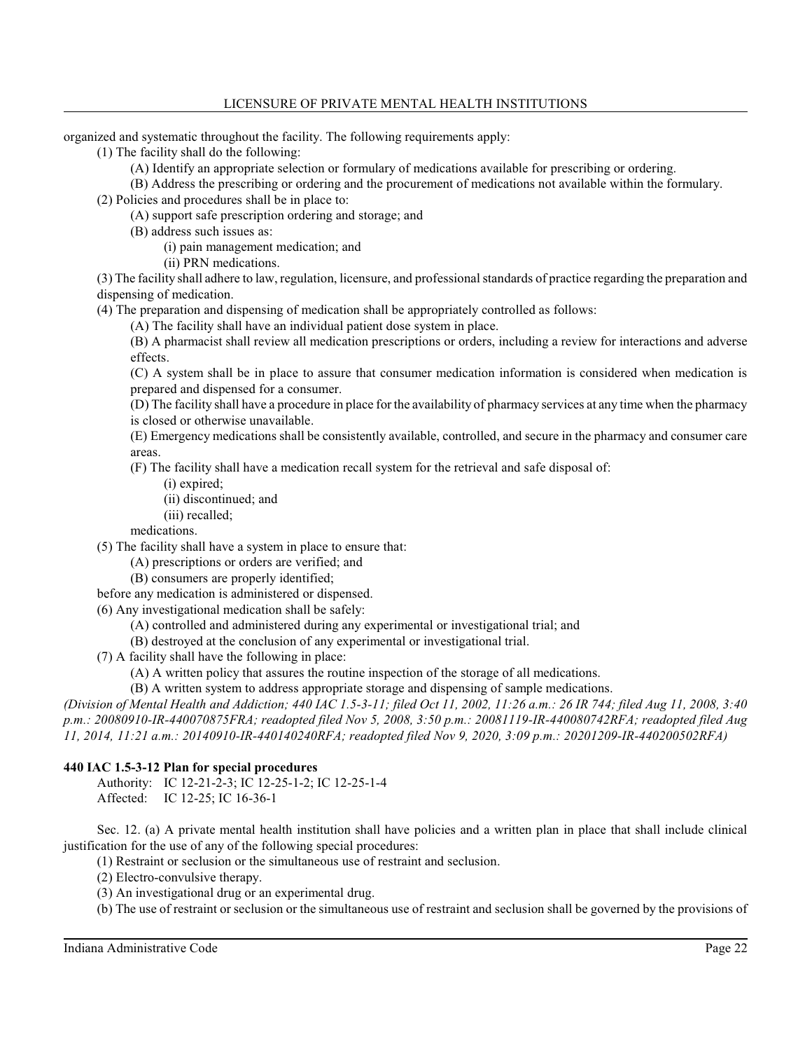organized and systematic throughout the facility. The following requirements apply:

(1) The facility shall do the following:

(A) Identify an appropriate selection or formulary of medications available for prescribing or ordering.

(B) Address the prescribing or ordering and the procurement of medications not available within the formulary.

(2) Policies and procedures shall be in place to:

(A) support safe prescription ordering and storage; and

(B) address such issues as:

(i) pain management medication; and

(ii) PRN medications.

(3) The facility shall adhere to law, regulation, licensure, and professional standards of practice regarding the preparation and dispensing of medication.

(4) The preparation and dispensing of medication shall be appropriately controlled as follows:

(A) The facility shall have an individual patient dose system in place.

(B) A pharmacist shall review all medication prescriptions or orders, including a review for interactions and adverse effects.

(C) A system shall be in place to assure that consumer medication information is considered when medication is prepared and dispensed for a consumer.

(D) The facility shall have a procedure in place for the availability of pharmacy services at any time when the pharmacy is closed or otherwise unavailable.

(E) Emergency medications shall be consistently available, controlled, and secure in the pharmacy and consumer care areas.

(F) The facility shall have a medication recall system for the retrieval and safe disposal of:

(i) expired;

(ii) discontinued; and

(iii) recalled;

medications.

(5) The facility shall have a system in place to ensure that:

(A) prescriptions or orders are verified; and

(B) consumers are properly identified;

before any medication is administered or dispensed.

(6) Any investigational medication shall be safely:

(A) controlled and administered during any experimental or investigational trial; and

(B) destroyed at the conclusion of any experimental or investigational trial.

(7) A facility shall have the following in place:

(A) A written policy that assures the routine inspection of the storage of all medications.

(B) A written system to address appropriate storage and dispensing of sample medications.

*(Division of Mental Health and Addiction; 440 IAC 1.5-3-11; filed Oct 11, 2002, 11:26 a.m.: 26 IR 744; filed Aug 11, 2008, 3:40 p.m.: 20080910-IR-440070875FRA; readopted filed Nov 5, 2008, 3:50 p.m.: 20081119-IR-440080742RFA; readopted filed Aug 11, 2014, 11:21 a.m.: 20140910-IR-440140240RFA; readopted filed Nov 9, 2020, 3:09 p.m.: 20201209-IR-440200502RFA)*

**440 IAC 1.5-3-12 Plan for special procedures**

Authority: IC 12-21-2-3; IC 12-25-1-2; IC 12-25-1-4
Affected: IC 12-25; IC 16-36-1

Sec. 12. (a) A private mental health institution shall have policies and a written plan in place that shall include clinical justification for the use of any of the following special procedures:

(1) Restraint or seclusion or the simultaneous use of restraint and seclusion.

(2) Electro-convulsive therapy.

(3) An investigational drug or an experimental drug.

(b) The use of restraint or seclusion or the simultaneous use of restraint and seclusion shall be governed by the provisions of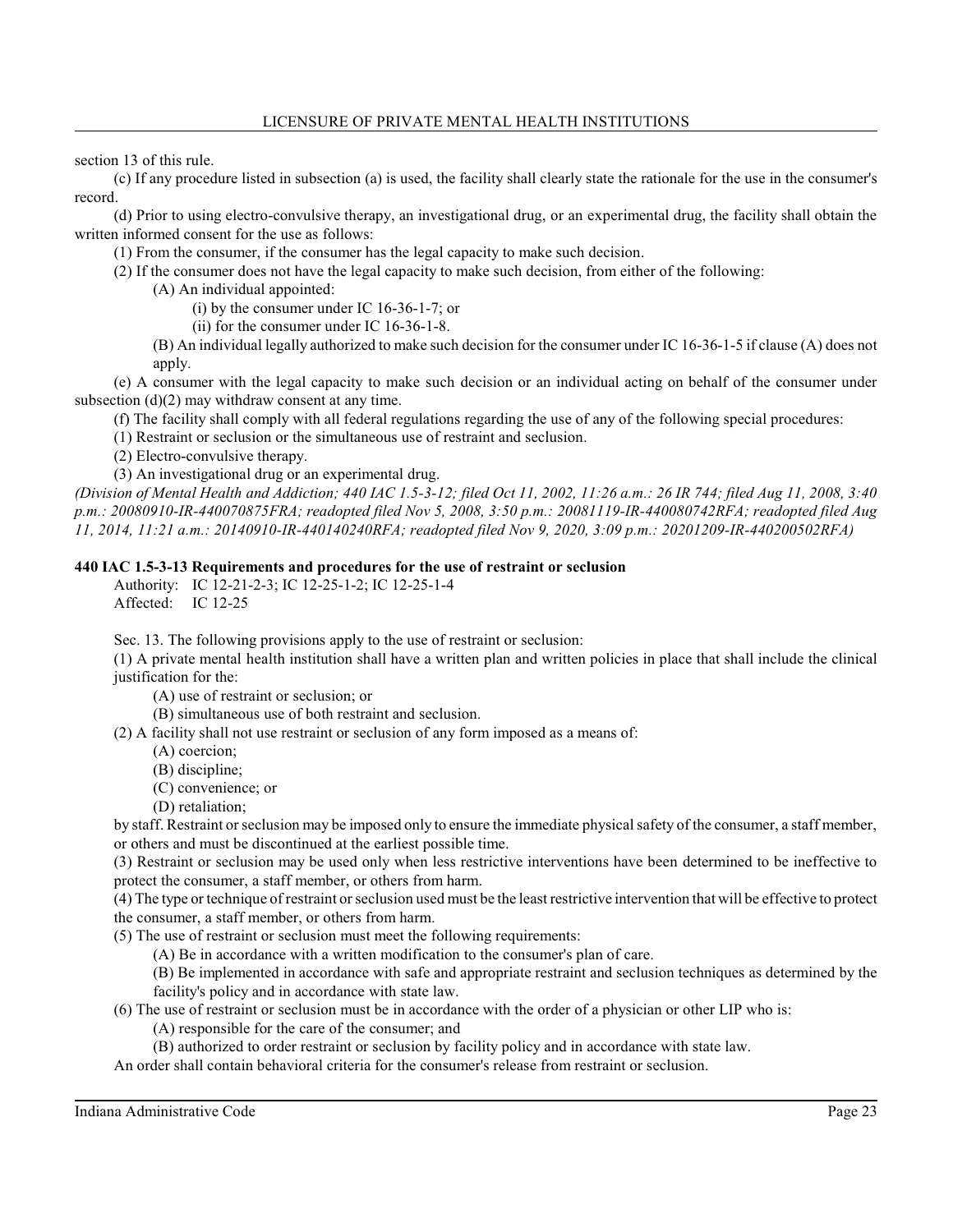section 13 of this rule.

(c) If any procedure listed in subsection (a) is used, the facility shall clearly state the rationale for the use in the consumer's record.

(d) Prior to using electro-convulsive therapy, an investigational drug, or an experimental drug, the facility shall obtain the written informed consent for the use as follows:

(1) From the consumer, if the consumer has the legal capacity to make such decision.

(2) If the consumer does not have the legal capacity to make such decision, from either of the following:

(A) An individual appointed:

(i) by the consumer under IC 16-36-1-7; or

(ii) for the consumer under IC 16-36-1-8.

(B) An individual legally authorized to make such decision for the consumer under IC 16-36-1-5 if clause (A) does not apply.

(e) A consumer with the legal capacity to make such decision or an individual acting on behalf of the consumer under subsection (d)(2) may withdraw consent at any time.

(f) The facility shall comply with all federal regulations regarding the use of any of the following special procedures:

(1) Restraint or seclusion or the simultaneous use of restraint and seclusion.

(2) Electro-convulsive therapy.

(3) An investigational drug or an experimental drug.

*(Division of Mental Health and Addiction; 440 IAC 1.5-3-12; filed Oct 11, 2002, 11:26 a.m.: 26 IR 744; filed Aug 11, 2008, 3:40 p.m.: 20080910-IR-440070875FRA; readopted filed Nov 5, 2008, 3:50 p.m.: 20081119-IR-440080742RFA; readopted filed Aug 11, 2014, 11:21 a.m.: 20140910-IR-440140240RFA; readopted filed Nov 9, 2020, 3:09 p.m.: 20201209-IR-440200502RFA)*

**440 IAC 1.5-3-13 Requirements and procedures for the use of restraint or seclusion**

Authority: IC 12-21-2-3; IC 12-25-1-2; IC 12-25-1-4
Affected: IC 12-25

Sec. 13. The following provisions apply to the use of restraint or seclusion:

(1) A private mental health institution shall have a written plan and written policies in place that shall include the clinical justification for the:

(A) use of restraint or seclusion; or

(B) simultaneous use of both restraint and seclusion.

(2) A facility shall not use restraint or seclusion of any form imposed as a means of:

(A) coercion;

(B) discipline;

(C) convenience; or

(D) retaliation;

by staff. Restraint or seclusion may be imposed only to ensure the immediate physical safety of the consumer, a staff member, or others and must be discontinued at the earliest possible time.

(3) Restraint or seclusion may be used only when less restrictive interventions have been determined to be ineffective to protect the consumer, a staff member, or others from harm.

(4) The type or technique of restraint or seclusion used must be the least restrictive intervention that will be effective to protect the consumer, a staff member, or others from harm.

(5) The use of restraint or seclusion must meet the following requirements:

(A) Be in accordance with a written modification to the consumer's plan of care.

(B) Be implemented in accordance with safe and appropriate restraint and seclusion techniques as determined by the facility's policy and in accordance with state law.

(6) The use of restraint or seclusion must be in accordance with the order of a physician or other LIP who is:

(A) responsible for the care of the consumer; and

(B) authorized to order restraint or seclusion by facility policy and in accordance with state law.

An order shall contain behavioral criteria for the consumer's release from restraint or seclusion.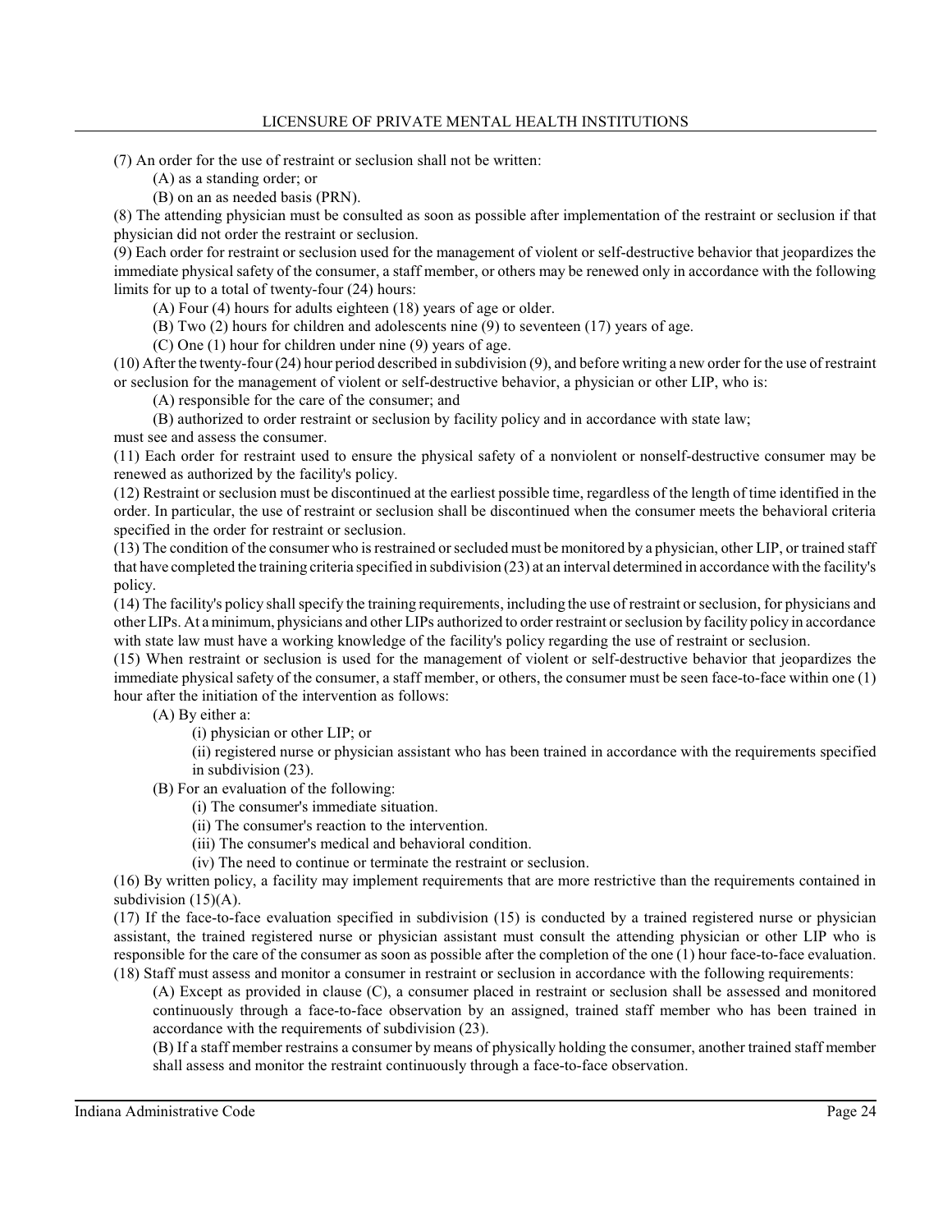(7) An order for the use of restraint or seclusion shall not be written:

(A) as a standing order; or

(B) on an as needed basis (PRN).

(8) The attending physician must be consulted as soon as possible after implementation of the restraint or seclusion if that physician did not order the restraint or seclusion.

(9) Each order for restraint or seclusion used for the management of violent or self-destructive behavior that jeopardizes the immediate physical safety of the consumer, a staff member, or others may be renewed only in accordance with the following limits for up to a total of twenty-four (24) hours:

(A) Four (4) hours for adults eighteen (18) years of age or older.

(B) Two (2) hours for children and adolescents nine (9) to seventeen (17) years of age.

(C) One (1) hour for children under nine (9) years of age.

(10) After the twenty-four (24) hour period described in subdivision (9), and before writing a new order for the use of restraint or seclusion for the management of violent or self-destructive behavior, a physician or other LIP, who is:

(A) responsible for the care of the consumer; and

(B) authorized to order restraint or seclusion by facility policy and in accordance with state law;

must see and assess the consumer.

(11) Each order for restraint used to ensure the physical safety of a nonviolent or nonself-destructive consumer may be renewed as authorized by the facility's policy.

(12) Restraint or seclusion must be discontinued at the earliest possible time, regardless of the length of time identified in the order. In particular, the use of restraint or seclusion shall be discontinued when the consumer meets the behavioral criteria specified in the order for restraint or seclusion.

(13) The condition of the consumer who is restrained or secluded must be monitored by a physician, other LIP, or trained staff that have completed the training criteria specified in subdivision (23) at an interval determined in accordance with the facility's policy.

(14) The facility's policy shall specify the training requirements, including the use of restraint or seclusion, for physicians and other LIPs. At a minimum, physicians and other LIPs authorized to order restraint or seclusion by facility policy in accordance with state law must have a working knowledge of the facility's policy regarding the use of restraint or seclusion.

(15) When restraint or seclusion is used for the management of violent or self-destructive behavior that jeopardizes the immediate physical safety of the consumer, a staff member, or others, the consumer must be seen face-to-face within one (1) hour after the initiation of the intervention as follows:

(A) By either a:

(i) physician or other LIP; or

(ii) registered nurse or physician assistant who has been trained in accordance with the requirements specified in subdivision (23).

(B) For an evaluation of the following:

(i) The consumer's immediate situation.

(ii) The consumer's reaction to the intervention.

(iii) The consumer's medical and behavioral condition.

(iv) The need to continue or terminate the restraint or seclusion.

(16) By written policy, a facility may implement requirements that are more restrictive than the requirements contained in subdivision (15)(A).

(17) If the face-to-face evaluation specified in subdivision (15) is conducted by a trained registered nurse or physician assistant, the trained registered nurse or physician assistant must consult the attending physician or other LIP who is responsible for the care of the consumer as soon as possible after the completion of the one (1) hour face-to-face evaluation.

(18) Staff must assess and monitor a consumer in restraint or seclusion in accordance with the following requirements:

(A) Except as provided in clause (C), a consumer placed in restraint or seclusion shall be assessed and monitored continuously through a face-to-face observation by an assigned, trained staff member who has been trained in accordance with the requirements of subdivision (23).

(B) If a staff member restrains a consumer by means of physically holding the consumer, another trained staff member shall assess and monitor the restraint continuously through a face-to-face observation.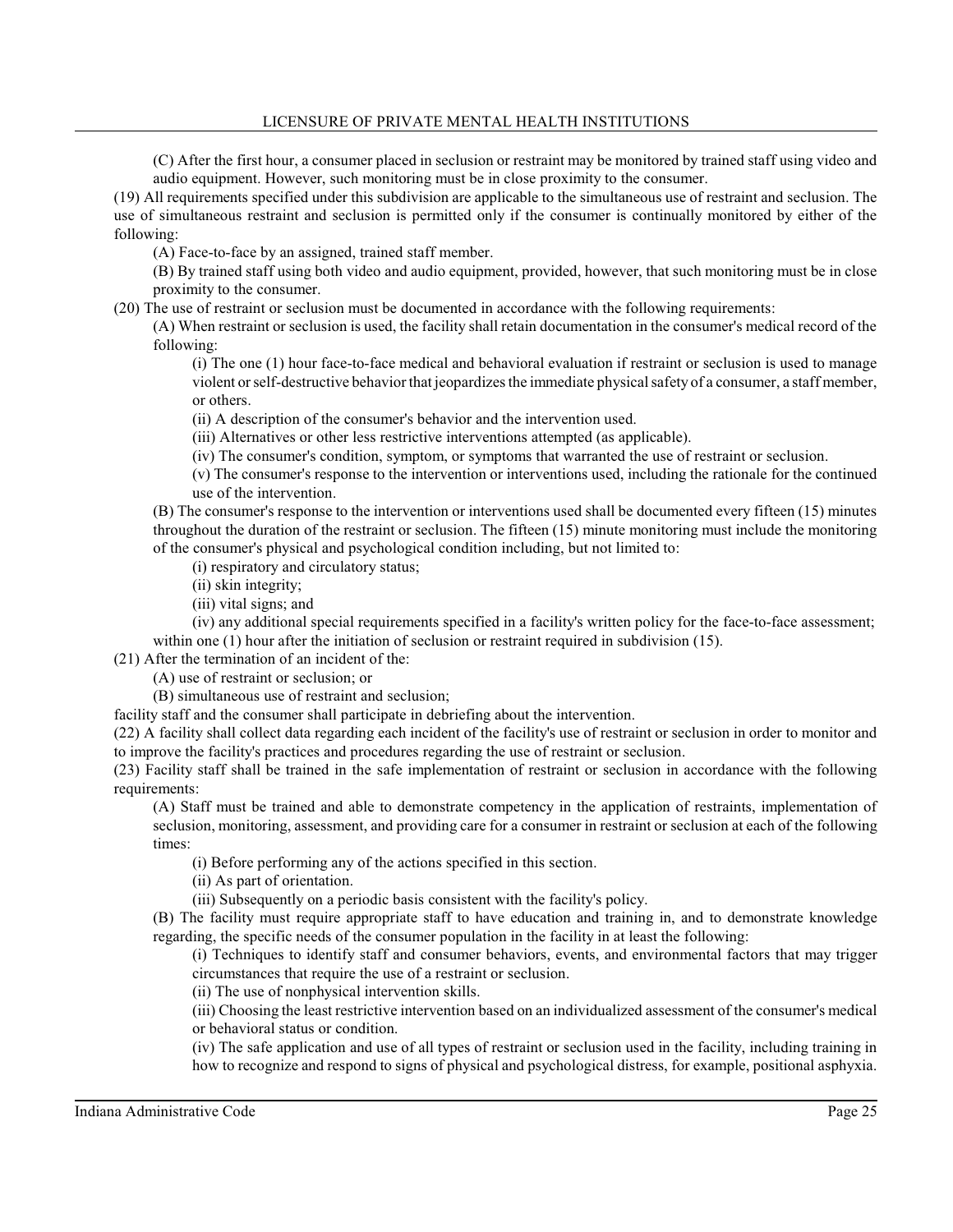(C) After the first hour, a consumer placed in seclusion or restraint may be monitored by trained staff using video and audio equipment. However, such monitoring must be in close proximity to the consumer.

(19) All requirements specified under this subdivision are applicable to the simultaneous use of restraint and seclusion. The use of simultaneous restraint and seclusion is permitted only if the consumer is continually monitored by either of the following:

(A) Face-to-face by an assigned, trained staff member.

(B) By trained staff using both video and audio equipment, provided, however, that such monitoring must be in close proximity to the consumer.

(20) The use of restraint or seclusion must be documented in accordance with the following requirements:

(A) When restraint or seclusion is used, the facility shall retain documentation in the consumer's medical record of the following:

(i) The one (1) hour face-to-face medical and behavioral evaluation if restraint or seclusion is used to manage violent or self-destructive behavior that jeopardizes the immediate physical safety of a consumer, a staff member, or others.

(ii) A description of the consumer's behavior and the intervention used.

(iii) Alternatives or other less restrictive interventions attempted (as applicable).

(iv) The consumer's condition, symptom, or symptoms that warranted the use of restraint or seclusion.

(v) The consumer's response to the intervention or interventions used, including the rationale for the continued use of the intervention.

(B) The consumer's response to the intervention or interventions used shall be documented every fifteen (15) minutes throughout the duration of the restraint or seclusion. The fifteen (15) minute monitoring must include the monitoring of the consumer's physical and psychological condition including, but not limited to:

(i) respiratory and circulatory status;

(ii) skin integrity;

(iii) vital signs; and

(iv) any additional special requirements specified in a facility's written policy for the face-to-face assessment;

within one (1) hour after the initiation of seclusion or restraint required in subdivision (15).

(21) After the termination of an incident of the:

(A) use of restraint or seclusion; or

(B) simultaneous use of restraint and seclusion;

facility staff and the consumer shall participate in debriefing about the intervention.

(22) A facility shall collect data regarding each incident of the facility's use of restraint or seclusion in order to monitor and to improve the facility's practices and procedures regarding the use of restraint or seclusion.

(23) Facility staff shall be trained in the safe implementation of restraint or seclusion in accordance with the following requirements:

(A) Staff must be trained and able to demonstrate competency in the application of restraints, implementation of seclusion, monitoring, assessment, and providing care for a consumer in restraint or seclusion at each of the following times:

(i) Before performing any of the actions specified in this section.

(ii) As part of orientation.

(iii) Subsequently on a periodic basis consistent with the facility's policy.

(B) The facility must require appropriate staff to have education and training in, and to demonstrate knowledge regarding, the specific needs of the consumer population in the facility in at least the following:

(i) Techniques to identify staff and consumer behaviors, events, and environmental factors that may trigger circumstances that require the use of a restraint or seclusion.

(ii) The use of nonphysical intervention skills.

(iii) Choosing the least restrictive intervention based on an individualized assessment of the consumer's medical or behavioral status or condition.

(iv) The safe application and use of all types of restraint or seclusion used in the facility, including training in how to recognize and respond to signs of physical and psychological distress, for example, positional asphyxia.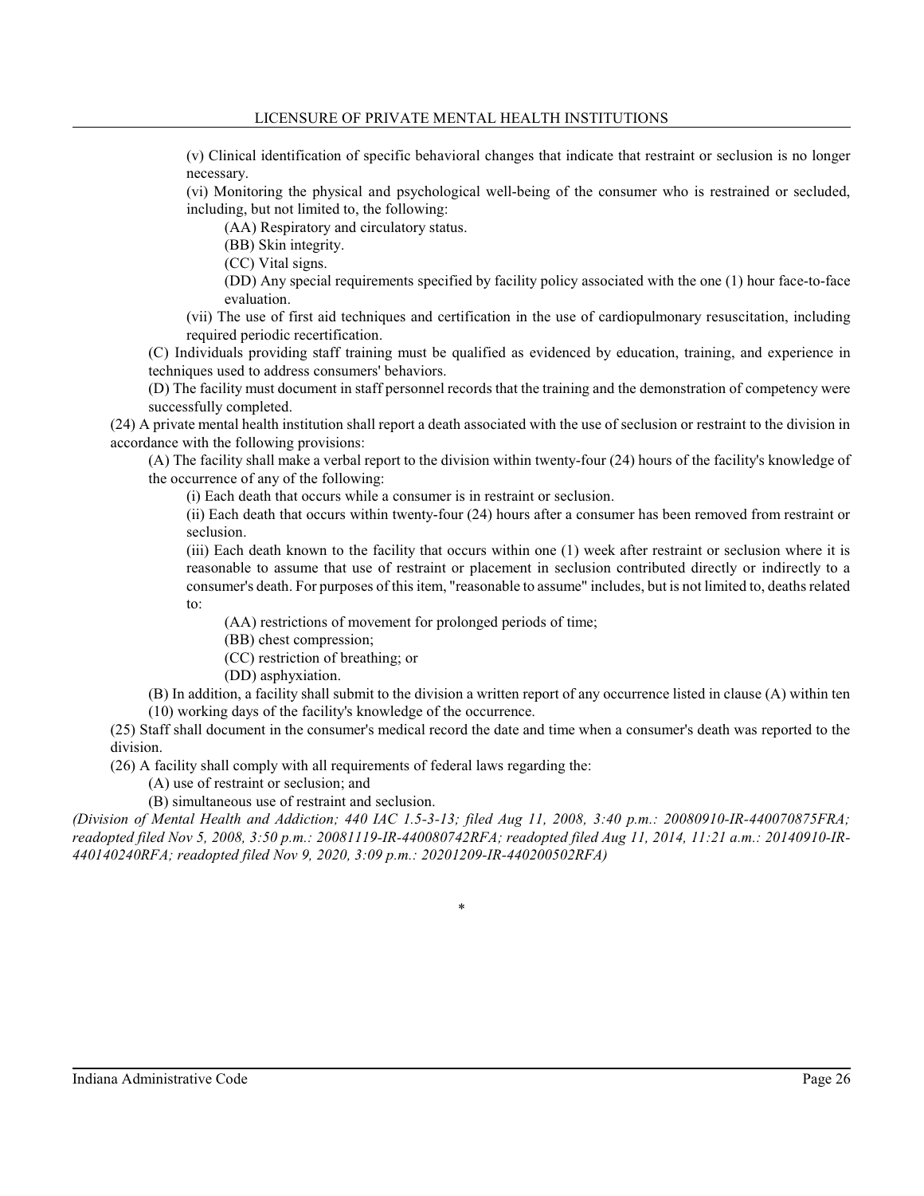(v) Clinical identification of specific behavioral changes that indicate that restraint or seclusion is no longer necessary.

(vi) Monitoring the physical and psychological well-being of the consumer who is restrained or secluded, including, but not limited to, the following:

(AA) Respiratory and circulatory status.

(BB) Skin integrity.

(CC) Vital signs.

(DD) Any special requirements specified by facility policy associated with the one (1) hour face-to-face evaluation.

(vii) The use of first aid techniques and certification in the use of cardiopulmonary resuscitation, including required periodic recertification.

(C) Individuals providing staff training must be qualified as evidenced by education, training, and experience in techniques used to address consumers' behaviors.

(D) The facility must document in staff personnel records that the training and the demonstration of competency were successfully completed.

(24) A private mental health institution shall report a death associated with the use of seclusion or restraint to the division in accordance with the following provisions:

(A) The facility shall make a verbal report to the division within twenty-four (24) hours of the facility's knowledge of the occurrence of any of the following:

(i) Each death that occurs while a consumer is in restraint or seclusion.

(ii) Each death that occurs within twenty-four (24) hours after a consumer has been removed from restraint or seclusion.

(iii) Each death known to the facility that occurs within one (1) week after restraint or seclusion where it is reasonable to assume that use of restraint or placement in seclusion contributed directly or indirectly to a consumer's death. For purposes of this item, "reasonable to assume" includes, but is not limited to, deaths related to:

(AA) restrictions of movement for prolonged periods of time;

(BB) chest compression;

(CC) restriction of breathing; or

(DD) asphyxiation.

(B) In addition, a facility shall submit to the division a written report of any occurrence listed in clause (A) within ten (10) working days of the facility's knowledge of the occurrence.

(25) Staff shall document in the consumer's medical record the date and time when a consumer's death was reported to the division.

(26) A facility shall comply with all requirements of federal laws regarding the:

(A) use of restraint or seclusion; and

(B) simultaneous use of restraint and seclusion.

*(Division of Mental Health and Addiction; 440 IAC 1.5-3-13; filed Aug 11, 2008, 3:40 p.m.: 20080910-IR-440070875FRA; readopted filed Nov 5, 2008, 3:50 p.m.: 20081119-IR-440080742RFA; readopted filed Aug 11, 2014, 11:21 a.m.: 20140910-IR-440140240RFA; readopted filed Nov 9, 2020, 3:09 p.m.: 20201209-IR-440200502RFA)*

*